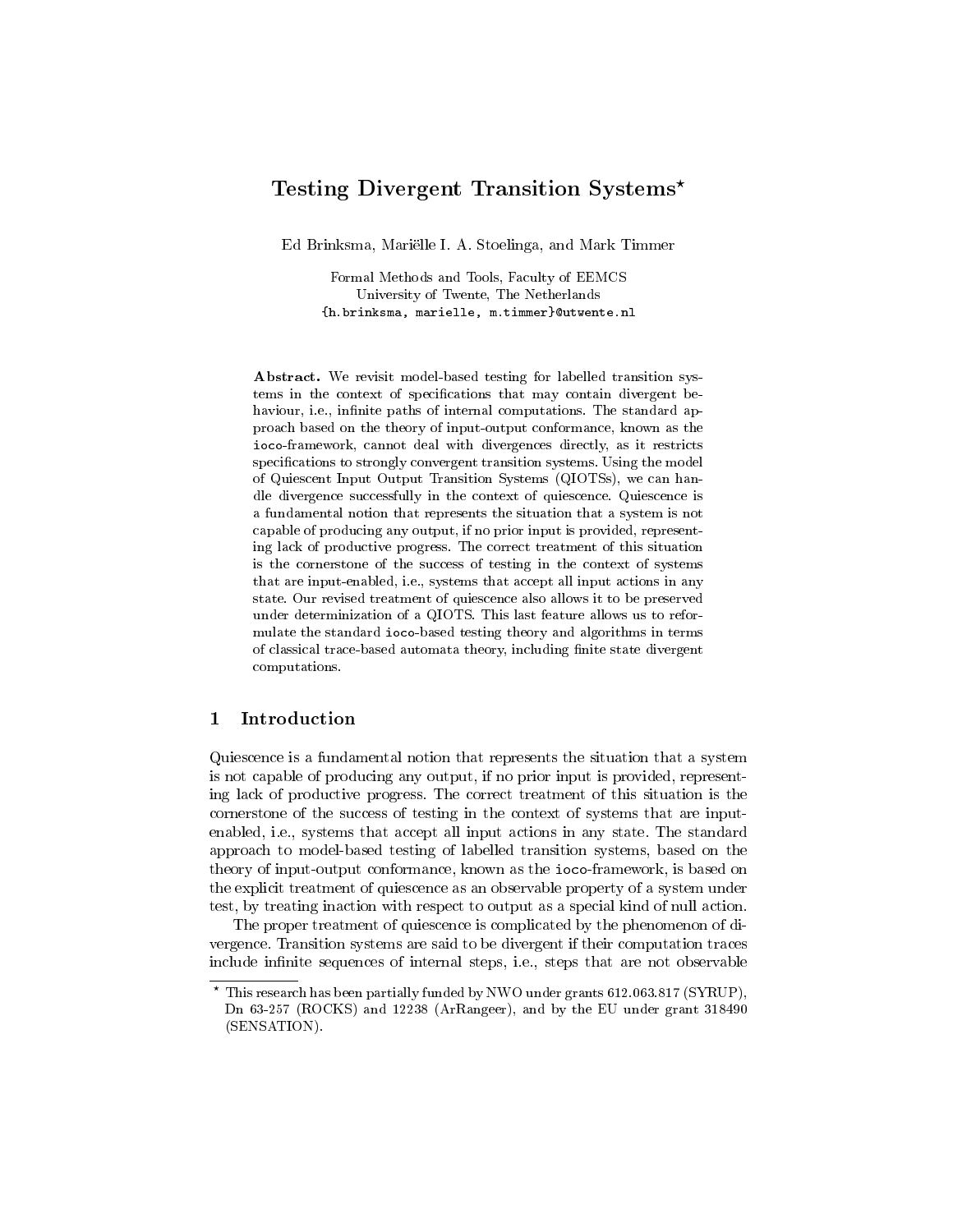# Testing Divergent Transition Systems*

Ed Brinksma, Mariëlle I. A. Stoelinga, and Mark Timmer

Formal Methods and Tools, Faculty of EEMCS
University of Twente, The Netherlands
{h.brinksma, marielle, m.timmer}@utwente.nl

**Abstract.** We revisit model-based testing for labelled transition systems in the context of specifications that may contain divergent behaviour, i.e., infinite paths of internal computations. The standard approach based on the theory of input-output conformance, known as the ioco-framework, cannot deal with divergences directly, as it restricts specifications to strongly convergent transition systems. Using the model of Quiescent Input Output Transition Systems (QIOTSs), we can handle divergence successfully in the context of quiescence. Quiescence is a fundamental notion that represents the situation that a system is not capable of producing any output, if no prior input is provided, representing lack of productive progress. The correct treatment of this situation is the cornerstone of the success of testing in the context of systems that are input-enabled, i.e., systems that accept all input actions in any state. Our revised treatment of quiescence also allows it to be preserved under determinization of a QIOTS. This last feature allows us to reformulate the standard ioco-based testing theory and algorithms in terms of classical trace-based automata theory, including finite state divergent computations.

## 1 Introduction

Quiescence is a fundamental notion that represents the situation that a system is not capable of producing any output, if no prior input is provided, representing lack of productive progress. The correct treatment of this situation is the cornerstone of the success of testing in the context of systems that are input-enabled, i.e., systems that accept all input actions in any state. The standard approach to model-based testing of labelled transition systems, based on the theory of input-output conformance, known as the ioco-framework, is based on the explicit treatment of quiescence as an observable property of a system under test, by treating inaction with respect to output as a special kind of null action.

The proper treatment of quiescence is complicated by the phenomenon of divergence. Transition systems are said to be divergent if their computation traces include infinite sequences of internal steps, i.e., steps that are not observable

---

* This research has been partially funded by NWO under grants 612.063.817 (SYRUP), Dn 63-257 (ROCKS) and 12238 (ArRangeer), and by the EU under grant 318490 (SENSATION).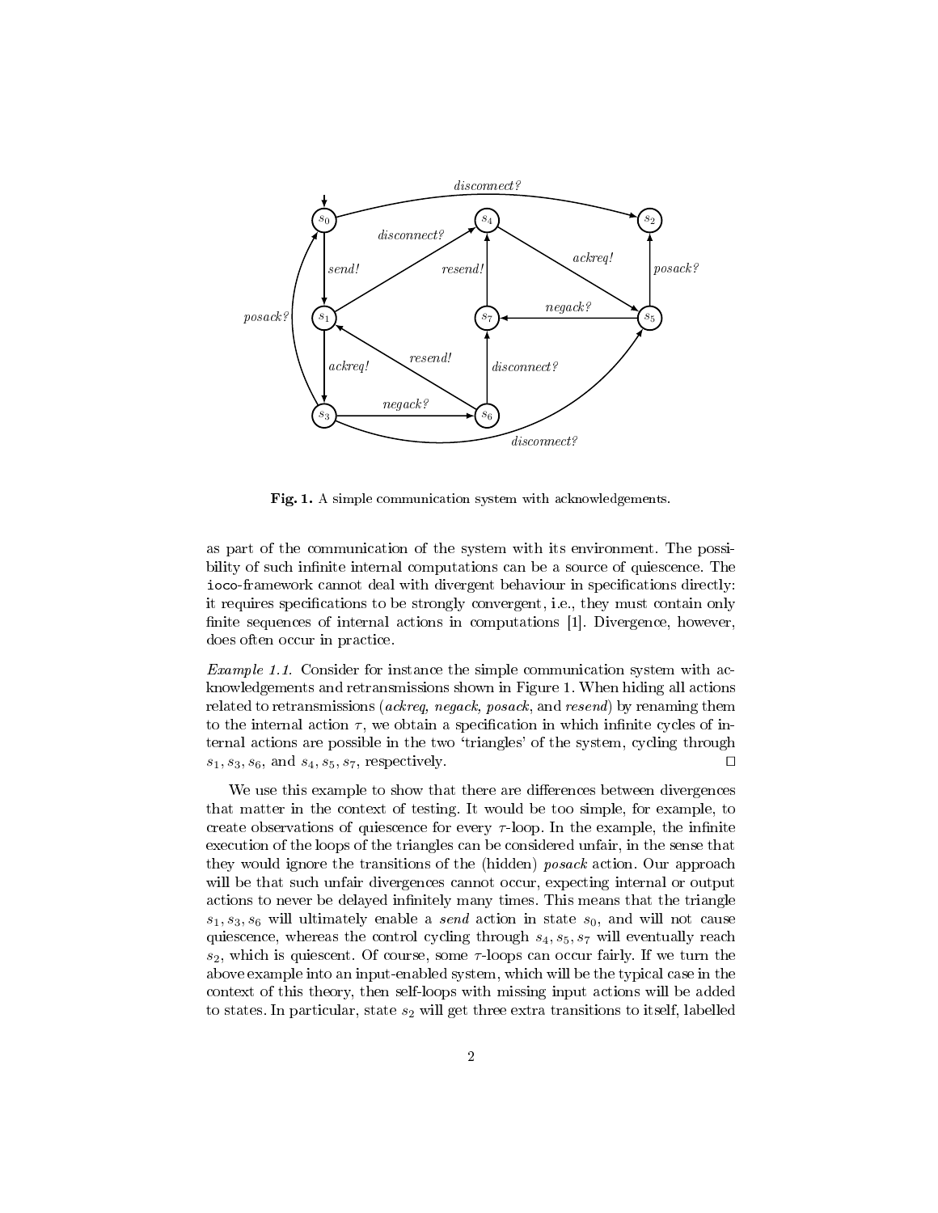Fig. 1. A simple communication system with acknowledgements.

as part of the communication of the system with its environment. The possibility of such infinite internal computations can be a source of quiescence. The ioco-framework cannot deal with divergent behaviour in specifications directly: it requires specifications to be strongly convergent, i.e., they must contain only finite sequences of internal actions in computations [1]. Divergence, however, does often occur in practice.

*Example 1.1.* Consider for instance the simple communication system with acknowledgements and retransmissions shown in Figure 1. When hiding all actions related to retransmissions (*ackreq, negack, posack*, and *resend*) by renaming them to the internal action $\tau$, we obtain a specification in which infinite cycles of internal actions are possible in the two 'triangles' of the system, cycling through $s_1, s_3, s_6$, and $s_4, s_5, s_7$, respectively. □

We use this example to show that there are differences between divergences that matter in the context of testing. It would be too simple, for example, to create observations of quiescence for every $\tau$-loop. In the example, the infinite execution of the loops of the triangles can be considered unfair, in the sense that they would ignore the transitions of the (hidden) *posack* action. Our approach will be that such unfair divergences cannot occur, expecting internal or output actions to never be delayed infinitely many times. This means that the triangle $s_1, s_3, s_6$ will ultimately enable a *send* action in state $s_0$, and will not cause quiescence, whereas the control cycling through $s_4, s_5, s_7$ will eventually reach $s_2$, which is quiescent. Of course, some $\tau$-loops can occur fairly. If we turn the above example into an input-enabled system, which will be the typical case in the context of this theory, then self-loops with missing input actions will be added to states. In particular, state $s_2$ will get three extra transitions to itself, labelled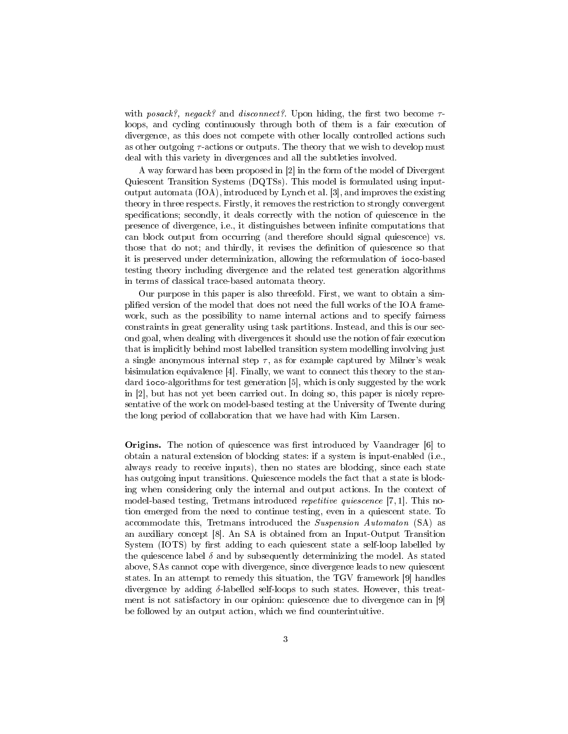with *posack?*, *negack?* and *disconnect?*. Upon hiding, the first two become $\tau$-loops, and cycling continuously through both of them is a fair execution of divergence, as this does not compete with other locally controlled actions such as other outgoing $\tau$-actions or outputs. The theory that we wish to develop must deal with this variety in divergences and all the subtleties involved.

A way forward has been proposed in [2] in the form of the model of Divergent Quiescent Transition Systems (DQTSs). This model is formulated using input-output automata (IOA), introduced by Lynch et al. [3], and improves the existing theory in three respects. Firstly, it removes the restriction to strongly convergent specifications; secondly, it deals correctly with the notion of quiescence in the presence of divergence, i.e., it distinguishes between infinite computations that can block output from occurring (and therefore should signal quiescence) vs. those that do not; and thirdly, it revises the definition of quiescence so that it is preserved under determinization, allowing the reformulation of `ioco`-based testing theory including divergence and the related test generation algorithms in terms of classical trace-based automata theory.

Our purpose in this paper is also threefold. First, we want to obtain a simplified version of the model that does not need the full works of the IOA framework, such as the possibility to name internal actions and to specify fairness constraints in great generality using task partitions. Instead, and this is our second goal, when dealing with divergences it should use the notion of fair execution that is implicitly behind most labelled transition system modelling involving just a single anonymous internal step $\tau$, as for example captured by Milner's weak bisimulation equivalence [4]. Finally, we want to connect this theory to the standard `ioco`-algorithms for test generation [5], which is only suggested by the work in [2], but has not yet been carried out. In doing so, this paper is nicely representative of the work on model-based testing at the University of Twente during the long period of collaboration that we have had with Kim Larsen.

**Origins.** The notion of quiescence was first introduced by Vaandrager [6] to obtain a natural extension of blocking states: if a system is input-enabled (i.e., always ready to receive inputs), then no states are blocking, since each state has outgoing input transitions. Quiescence models the fact that a state is blocking when considering only the internal and output actions. In the context of model-based testing, Tretmans introduced *repetitive quiescence* [7, 1]. This notion emerged from the need to continue testing, even in a quiescent state. To accommodate this, Tretmans introduced the *Suspension Automaton* (SA) as an auxiliary concept [8]. An SA is obtained from an Input-Output Transition System (IOTS) by first adding to each quiescent state a self-loop labelled by the quiescence label $\delta$ and by subsequently determinizing the model. As stated above, SAs cannot cope with divergence, since divergence leads to new quiescent states. In an attempt to remedy this situation, the TGV framework [9] handles divergence by adding $\delta$-labelled self-loops to such states. However, this treatment is not satisfactory in our opinion: quiescence due to divergence can in [9] be followed by an output action, which we find counterintuitive.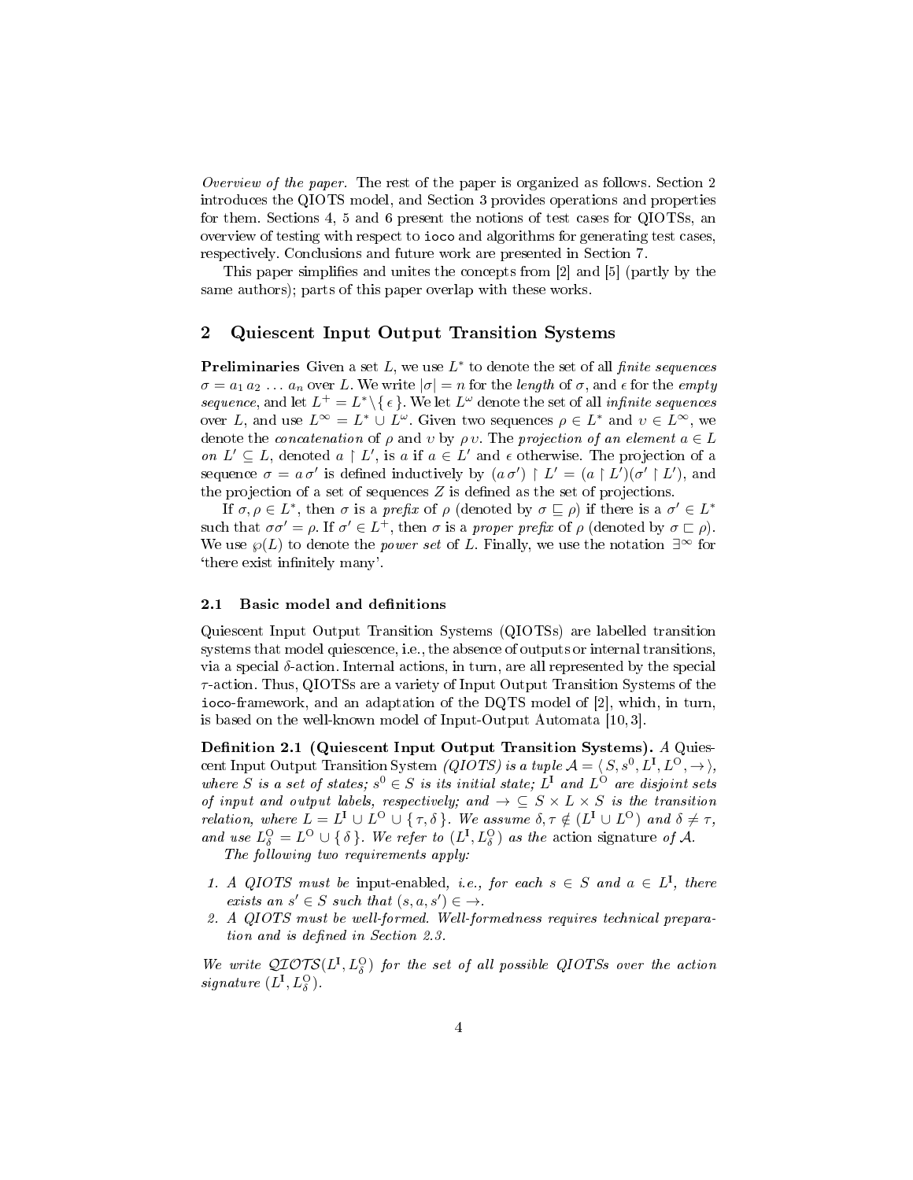*Overview of the paper.* The rest of the paper is organized as follows. Section 2 introduces the QIOTS model, and Section 3 provides operations and properties for them. Sections 4, 5 and 6 present the notions of test cases for QIOTSs, an overview of testing with respect to `ioco` and algorithms for generating test cases, respectively. Conclusions and future work are presented in Section 7.

This paper simplifies and unites the concepts from [2] and [5] (partly by the same authors); parts of this paper overlap with these works.

## 2 Quiescent Input Output Transition Systems

**Preliminaries** Given a set $L$, we use $L^*$ to denote the set of all *finite sequences* $\sigma = a_1\, a_2\, \dots\, a_n$ over $L$. We write $|\sigma| = n$ for the *length* of $\sigma$, and $\epsilon$ for the *empty sequence*, and let $L^+ = L^* \setminus \{ \epsilon \}$. We let $L^\omega$ denote the set of all *infinite sequences* over $L$, and use $L^\infty = L^* \cup L^\omega$. Given two sequences $\rho \in L^*$ and $\upsilon \in L^\infty$, we denote the *concatenation* of $\rho$ and $\upsilon$ by $\rho\, \upsilon$. The *projection of an element* $a \in L$ *on* $L' \subseteq L$, denoted $a \restriction L'$, is $a$ if $a \in L'$ and $\epsilon$ otherwise. The projection of a sequence $\sigma = a\, \sigma'$ is defined inductively by $(a\, \sigma') \restriction L' = (a \restriction L')(\sigma' \restriction L')$, and the projection of a set of sequences $Z$ is defined as the set of projections.

If $\sigma, \rho \in L^*$, then $\sigma$ is a *prefix* of $\rho$ (denoted by $\sigma \sqsubseteq \rho$) if there is a $\sigma' \in L^*$ such that $\sigma\sigma' = \rho$. If $\sigma' \in L^+$, then $\sigma$ is a *proper prefix* of $\rho$ (denoted by $\sigma \sqsubset \rho$). We use $\wp(L)$ to denote the *power set* of $L$. Finally, we use the notation $\exists^\infty$ for 'there exist infinitely many'.

### 2.1 Basic model and definitions

Quiescent Input Output Transition Systems (QIOTSs) are labelled transition systems that model quiescence, i.e., the absence of outputs or internal transitions, via a special $\delta$-action. Internal actions, in turn, are all represented by the special $\tau$-action. Thus, QIOTSs are a variety of Input Output Transition Systems of the `ioco`-framework, and an adaptation of the DQTS model of [2], which, in turn, is based on the well-known model of Input-Output Automata [10, 3].

**Definition 2.1 (Quiescent Input Output Transition Systems).** *A* Quiescent Input Output Transition System *(QIOTS) is a tuple $\mathcal{A} = \langle S, s^0, L^\mathrm{I}, L^\mathrm{O}, \rightarrow \rangle$, where $S$ is a set of states; $s^0 \in S$ is its initial state; $L^\mathrm{I}$ and $L^\mathrm{O}$ are disjoint sets of input and output labels, respectively; and $\rightarrow \subseteq S \times L \times S$ is the transition relation, where $L = L^\mathrm{I} \cup L^\mathrm{O} \cup \{ \tau, \delta \}$. We assume $\delta, \tau \notin (L^\mathrm{I} \cup L^\mathrm{O})$ and $\delta \neq \tau$, and use $L^\mathrm{O}_\delta = L^\mathrm{O} \cup \{ \delta \}$. We refer to $(L^\mathrm{I}, L^\mathrm{O}_\delta)$ as the* action signature *of $\mathcal{A}$.*

*The following two requirements apply:*

1. *A QIOTS must be* input-enabled*, i.e., for each $s \in S$ and $a \in L^\mathrm{I}$, there exists an $s' \in S$ such that $(s, a, s') \in \rightarrow$.*
2. *A QIOTS must be well-formed. Well-formedness requires technical preparation and is defined in Section 2.3.*

*We write $\mathcal{QIOTS}(L^\mathrm{I}, L^\mathrm{O}_\delta)$ for the set of all possible QIOTSs over the action signature $(L^\mathrm{I}, L^\mathrm{O}_\delta)$.*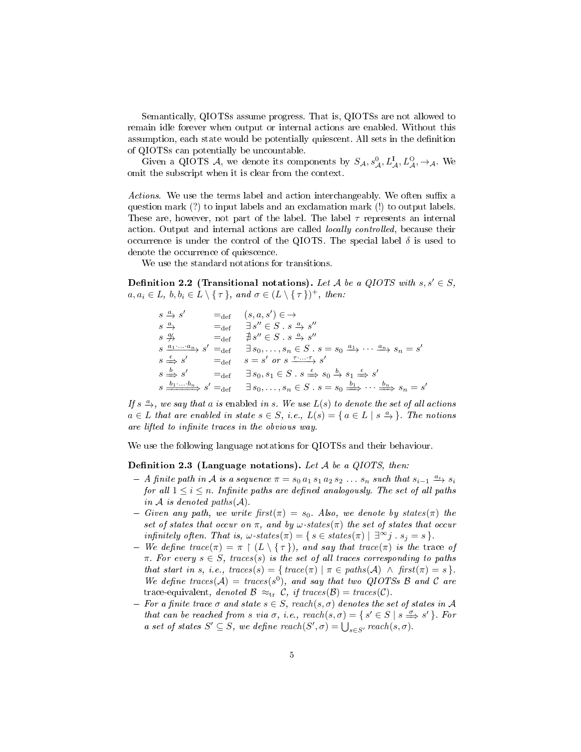Semantically, QIOTSs assume progress. That is, QIOTSs are not allowed to remain idle forever when output or internal actions are enabled. Without this assumption, each state would be potentially quiescent. All sets in the definition of QIOTSs can potentially be uncountable.

Given a QIOTS $\mathcal{A}$, we denote its components by $S_{\mathcal{A}}, s^0_{\mathcal{A}}, L^{\mathrm{I}}_{\mathcal{A}}, L^{\mathrm{O}}_{\mathcal{A}}, \rightarrow_{\mathcal{A}}$. We omit the subscript when it is clear from the context.

*Actions.* We use the terms label and action interchangeably. We often suffix a question mark (?) to input labels and an exclamation mark (!) to output labels. These are, however, not part of the label. The label $\tau$ represents an internal action. Output and internal actions are called *locally controlled*, because their occurrence is under the control of the QIOTS. The special label $\delta$ is used to denote the occurrence of quiescence.

We use the standard notations for transitions.

**Definition 2.2 (Transitional notations).** *Let $\mathcal{A}$ be a QIOTS with $s, s' \in S$, $a, a_i \in L$, $b, b_i \in L \setminus \{\tau\}$, and $\sigma \in (L \setminus \{\tau\})^+$, then:*

$$
\begin{array}{lll}
s \xrightarrow{a} s' & =_{\text{def}} & (s, a, s') \in \rightarrow \\
s \xrightarrow{a} & =_{\text{def}} & \exists\, s'' \in S \,.\, s \xrightarrow{a} s'' \\
s \not\xrightarrow{a} & =_{\text{def}} & \nexists\, s'' \in S \,.\, s \xrightarrow{a} s'' \\
s \xrightarrow{a_1 \cdot \ldots \cdot a_n} s' & =_{\text{def}} & \exists\, s_0, \ldots, s_n \in S \,.\, s = s_0 \xrightarrow{a_1} \cdots \xrightarrow{a_n} s_n = s' \\
s \xRightarrow{\epsilon} s' & =_{\text{def}} & s = s' \text{ or } s \xrightarrow{\tau \cdot \ldots \cdot \tau} s' \\
s \xRightarrow{b} s' & =_{\text{def}} & \exists\, s_0, s_1 \in S \,.\, s \xRightarrow{\epsilon} s_0 \xrightarrow{b} s_1 \xRightarrow{\epsilon} s' \\
s \xRightarrow{b_1 \cdot \ldots \cdot b_n} s' & =_{\text{def}} & \exists\, s_0, \ldots, s_n \in S \,.\, s = s_0 \xRightarrow{b_1} \cdots \xRightarrow{b_n} s_n = s'
\end{array}
$$

*If $s \xrightarrow{a}$, we say that $a$ is* enabled *in $s$. We use $L(s)$ to denote the set of all actions $a \in L$ that are enabled in state $s \in S$, i.e., $L(s) = \{ a \in L \mid s \xrightarrow{a} \}$. The notions are lifted to infinite traces in the obvious way.*

We use the following language notations for QIOTSs and their behaviour.

**Definition 2.3 (Language notations).** *Let $\mathcal{A}$ be a QIOTS, then:*

- *A finite path in $\mathcal{A}$ is a sequence $\pi = s_0\, a_1\, s_1\, a_2\, s_2\, \ldots\, s_n$ such that $s_{i-1} \xrightarrow{a_i} s_i$ for all $1 \leq i \leq n$. Infinite paths are defined analogously. The set of all paths in $\mathcal{A}$ is denoted $paths(\mathcal{A})$.*
- *Given any path, we write $first(\pi) = s_0$. Also, we denote by $states(\pi)$ the set of states that occur on $\pi$, and by $\omega$-$states(\pi)$ the set of states that occur infinitely often. That is, $\omega$-$states(\pi) = \{ s \in states(\pi) \mid \exists^\infty j \,.\, s_j = s \}$.*
- *We define $trace(\pi) = \pi \upharpoonright (L \setminus \{\tau\})$, and say that $trace(\pi)$ is the* trace *of $\pi$. For every $s \in S$, $traces(s)$ is the set of all traces corresponding to paths that start in $s$, i.e., $traces(s) = \{ trace(\pi) \mid \pi \in paths(\mathcal{A}) \wedge first(\pi) = s \}$. We define $traces(\mathcal{A}) = traces(s^0)$, and say that two QIOTSs $\mathcal{B}$ and $\mathcal{C}$ are* trace-equivalent*, denoted $\mathcal{B} \approx_{\text{tr}} \mathcal{C}$, if $traces(\mathcal{B}) = traces(\mathcal{C})$.*
- *For a finite trace $\sigma$ and state $s \in S$, $reach(s, \sigma)$ denotes the set of states in $\mathcal{A}$ that can be reached from $s$ via $\sigma$, i.e., $reach(s, \sigma) = \{ s' \in S \mid s \xRightarrow{\sigma} s' \}$. For a set of states $S' \subseteq S$, we define $reach(S', \sigma) = \bigcup_{s \in S'} reach(s, \sigma)$.*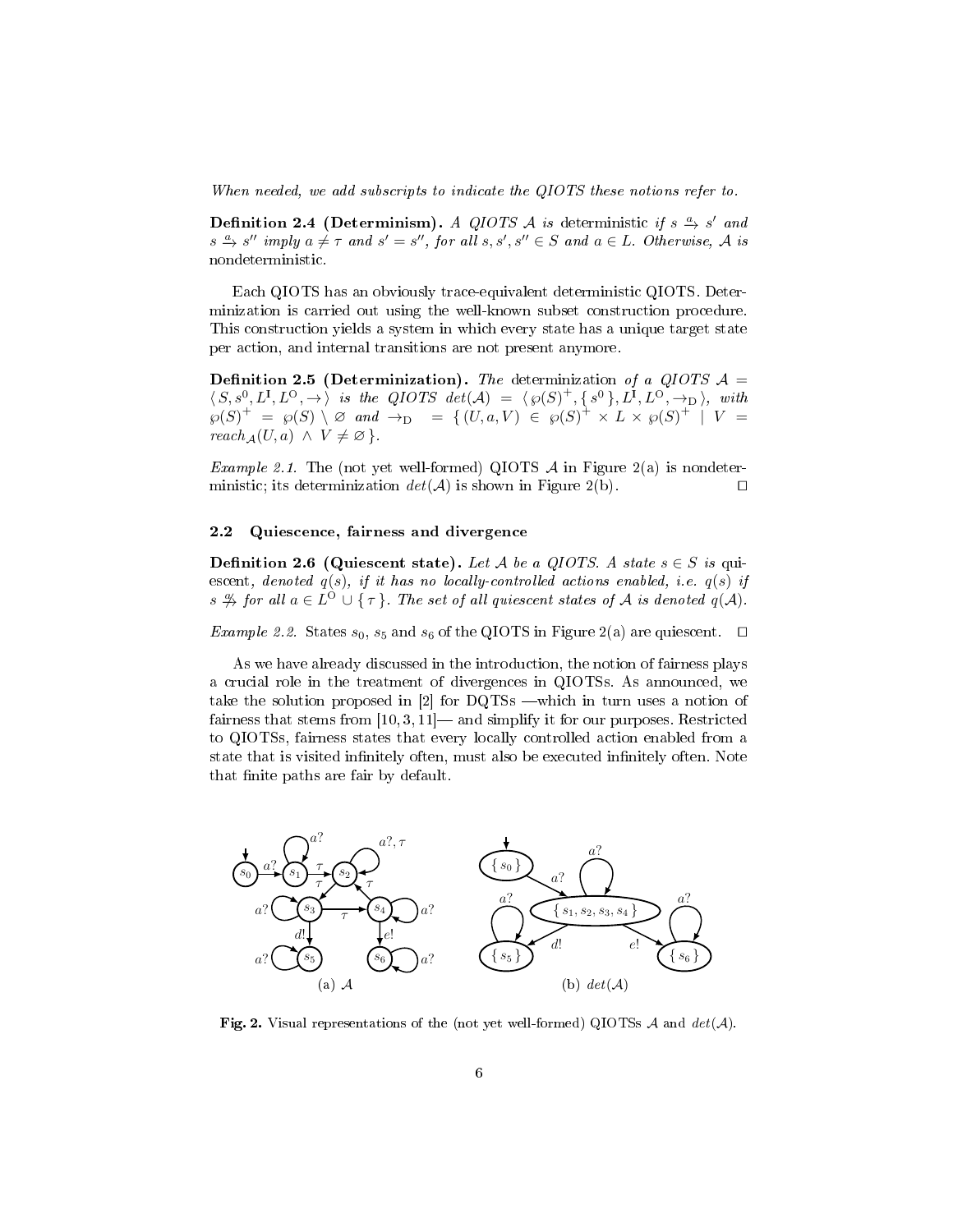*When needed, we add subscripts to indicate the QIOTS these notions refer to.*

**Definition 2.4 (Determinism).** *A QIOTS $\mathcal{A}$ is* deterministic *if $s \xrightarrow{a} s'$ and $s \xrightarrow{a} s''$ imply $a \neq \tau$ and $s' = s''$, for all $s, s', s'' \in S$ and $a \in L$. Otherwise, $\mathcal{A}$ is* nondeterministic.

Each QIOTS has an obviously trace-equivalent deterministic QIOTS. Determinization is carried out using the well-known subset construction procedure. This construction yields a system in which every state has a unique target state per action, and internal transitions are not present anymore.

**Definition 2.5 (Determinization).** *The* determinization *of a QIOTS $\mathcal{A} = \langle S, s^0, L^{\mathrm{I}}, L^{\mathrm{O}}, \rightarrow \rangle$ is the QIOTS $det(\mathcal{A}) = \langle \wp(S)^+, \{ s^0 \}, L^{\mathrm{I}}, L^{\mathrm{O}}, \rightarrow_{\mathrm{D}} \rangle$, with $\wp(S)^+ = \wp(S) \setminus \varnothing$ and $\rightarrow_{\mathrm{D}} = \{ (U, a, V) \in \wp(S)^+ \times L \times \wp(S)^+ \mid V = reach_{\mathcal{A}}(U, a) \wedge V \neq \varnothing \}$.*

*Example 2.1.* The (not yet well-formed) QIOTS $\mathcal{A}$ in Figure 2(a) is nondeterministic; its determinization $det(\mathcal{A})$ is shown in Figure 2(b). □

### 2.2 Quiescence, fairness and divergence

**Definition 2.6 (Quiescent state).** *Let $\mathcal{A}$ be a QIOTS. A state $s \in S$ is* quiescent, *denoted $q(s)$, if it has no locally-controlled actions enabled, i.e. $q(s)$ if $s \not\xrightarrow{a}$ for all $a \in L^{\mathrm{O}} \cup \{ \tau \}$. The set of all quiescent states of $\mathcal{A}$ is denoted $q(\mathcal{A})$.*

*Example 2.2.* States $s_0$, $s_5$ and $s_6$ of the QIOTS in Figure 2(a) are quiescent. □

As we have already discussed in the introduction, the notion of fairness plays a crucial role in the treatment of divergences in QIOTSs. As announced, we take the solution proposed in [2] for DQTSs —which in turn uses a notion of fairness that stems from [10, 3, 11]— and simplify it for our purposes. Restricted to QIOTSs, fairness states that every locally controlled action enabled from a state that is visited infinitely often, must also be executed infinitely often. Note that finite paths are fair by default.

(a) $\mathcal{A}$ (b) $det(\mathcal{A})$

**Fig. 2.** Visual representations of the (not yet well-formed) QIOTSs $\mathcal{A}$ and $det(\mathcal{A})$.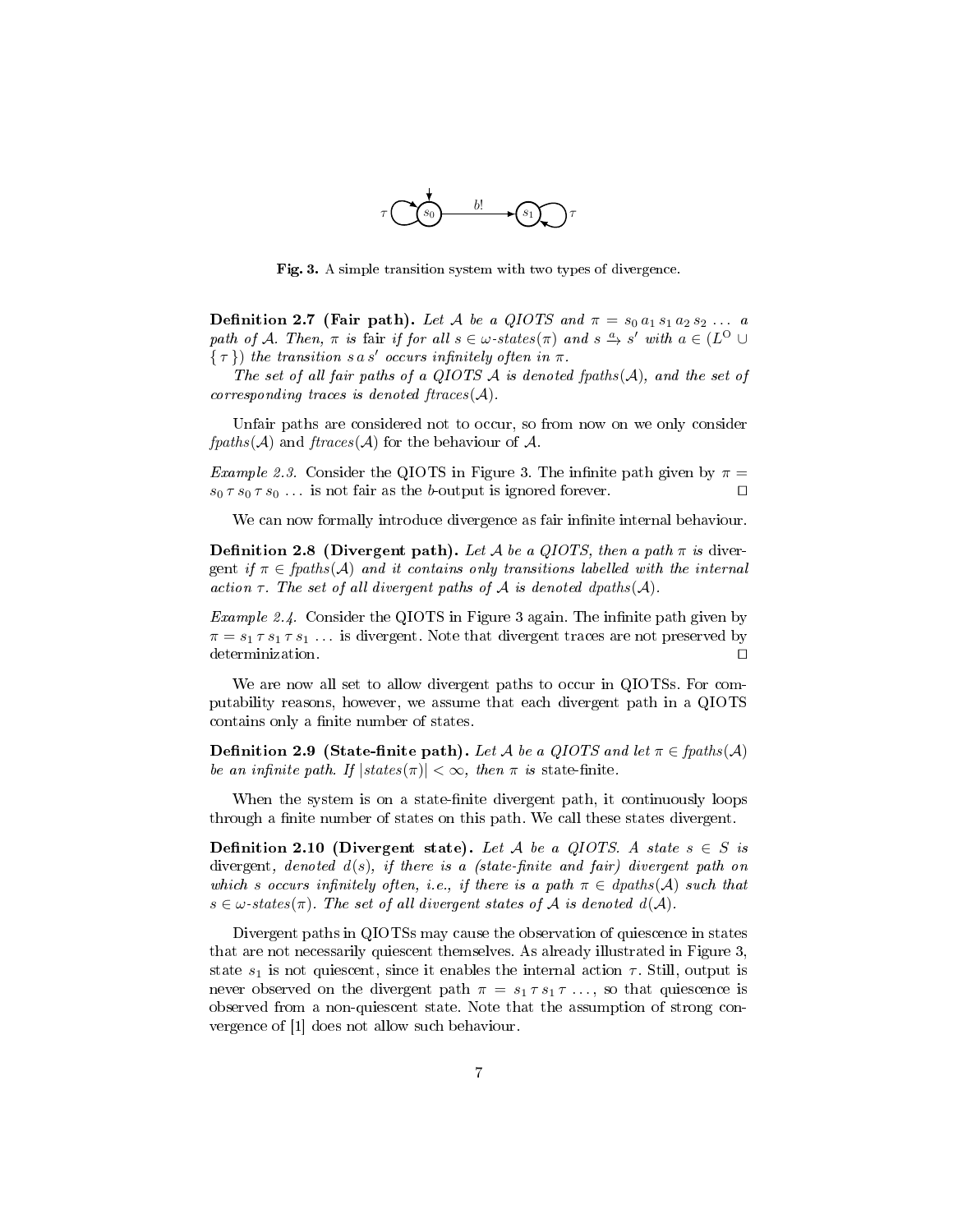**Fig. 3.** A simple transition system with two types of divergence.

**Definition 2.7 (Fair path).** *Let $\mathcal{A}$ be a QIOTS and $\pi = s_0\, a_1\, s_1\, a_2\, s_2\, \ldots$ a path of $\mathcal{A}$. Then, $\pi$ is* fair *if for all $s \in \omega\text{-}states(\pi)$ and $s \xrightarrow{a} s'$ with $a \in (L^{\mathrm{O}} \cup \{\, \tau \,\})$ the transition $s\, a\, s'$ occurs infinitely often in $\pi$.*

*The set of all fair paths of a QIOTS $\mathcal{A}$ is denoted $fpaths(\mathcal{A})$, and the set of corresponding traces is denoted $ftraces(\mathcal{A})$.*

Unfair paths are considered not to occur, so from now on we only consider $fpaths(\mathcal{A})$ and $ftraces(\mathcal{A})$ for the behaviour of $\mathcal{A}$.

*Example 2.3.* Consider the QIOTS in Figure 3. The infinite path given by $\pi = s_0\, \tau\, s_0\, \tau\, s_0\, \ldots$ is not fair as the $b$-output is ignored forever. □

We can now formally introduce divergence as fair infinite internal behaviour.

**Definition 2.8 (Divergent path).** *Let $\mathcal{A}$ be a QIOTS, then a path $\pi$ is* divergent *if $\pi \in fpaths(\mathcal{A})$ and it contains only transitions labelled with the internal action $\tau$. The set of all divergent paths of $\mathcal{A}$ is denoted $dpaths(\mathcal{A})$.*

*Example 2.4.* Consider the QIOTS in Figure 3 again. The infinite path given by $\pi = s_1\, \tau\, s_1\, \tau\, s_1\, \ldots$ is divergent. Note that divergent traces are not preserved by determinization. □

We are now all set to allow divergent paths to occur in QIOTSs. For computability reasons, however, we assume that each divergent path in a QIOTS contains only a finite number of states.

**Definition 2.9 (State-finite path).** *Let $\mathcal{A}$ be a QIOTS and let $\pi \in fpaths(\mathcal{A})$ be an infinite path. If $|states(\pi)| < \infty$, then $\pi$ is* state-finite.

When the system is on a state-finite divergent path, it continuously loops through a finite number of states on this path. We call these states divergent.

**Definition 2.10 (Divergent state).** *Let $\mathcal{A}$ be a QIOTS. A state $s \in S$ is* divergent, *denoted $d(s)$, if there is a (state-finite and fair) divergent path on which $s$ occurs infinitely often, i.e., if there is a path $\pi \in dpaths(\mathcal{A})$ such that $s \in \omega\text{-}states(\pi)$. The set of all divergent states of $\mathcal{A}$ is denoted $d(\mathcal{A})$.*

Divergent paths in QIOTSs may cause the observation of quiescence in states that are not necessarily quiescent themselves. As already illustrated in Figure 3, state $s_1$ is not quiescent, since it enables the internal action $\tau$. Still, output is never observed on the divergent path $\pi = s_1\, \tau\, s_1\, \tau\, \ldots$, so that quiescence is observed from a non-quiescent state. Note that the assumption of strong convergence of [1] does not allow such behaviour.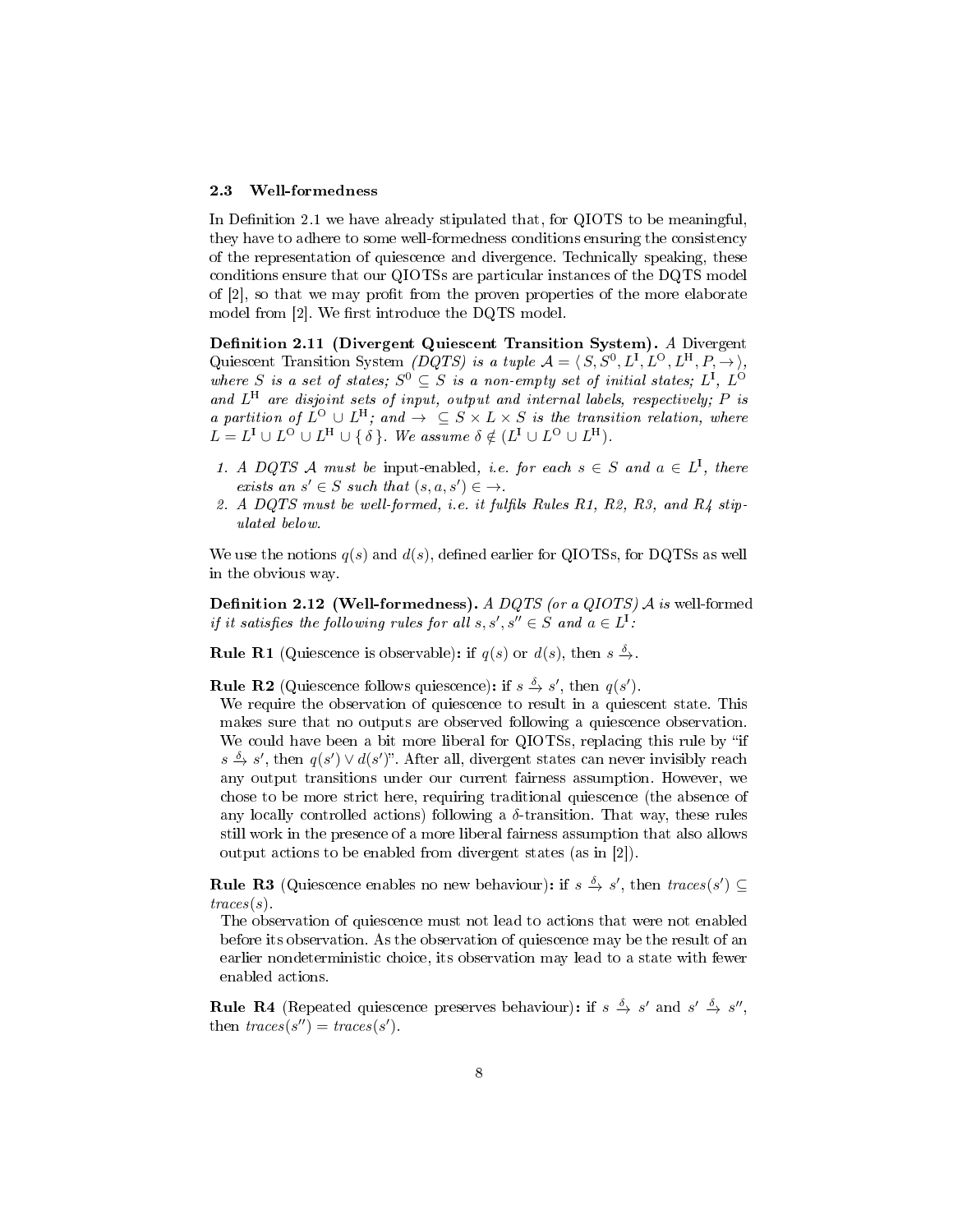### 2.3 Well-formedness

In Definition 2.1 we have already stipulated that, for QIOTS to be meaningful, they have to adhere to some well-formedness conditions ensuring the consistency of the representation of quiescence and divergence. Technically speaking, these conditions ensure that our QIOTSs are particular instances of the DQTS model of [2], so that we may profit from the proven properties of the more elaborate model from [2]. We first introduce the DQTS model.

**Definition 2.11 (Divergent Quiescent Transition System).** *A* Divergent Quiescent Transition System *(DQTS) is a tuple $\mathcal{A} = \langle S, S^0, L^\mathrm{I}, L^\mathrm{O}, L^\mathrm{H}, P, \rightarrow \rangle$, where $S$ is a set of states; $S^0 \subseteq S$ is a non-empty set of initial states; $L^\mathrm{I}$, $L^\mathrm{O}$ and $L^\mathrm{H}$ are disjoint sets of input, output and internal labels, respectively; $P$ is a partition of $L^\mathrm{O} \cup L^\mathrm{H}$; and $\rightarrow\ \subseteq S \times L \times S$ is the transition relation, where $L = L^\mathrm{I} \cup L^\mathrm{O} \cup L^\mathrm{H} \cup \{\delta\}$. We assume $\delta \notin (L^\mathrm{I} \cup L^\mathrm{O} \cup L^\mathrm{H})$.*

1. *A DQTS $\mathcal{A}$ must be* input-enabled, *i.e. for each $s \in S$ and $a \in L^\mathrm{I}$, there exists an $s' \in S$ such that $(s, a, s') \in \rightarrow$.*
2. *A DQTS must be well-formed, i.e. it fulfils Rules R1, R2, R3, and R4 stipulated below.*

We use the notions $q(s)$ and $d(s)$, defined earlier for QIOTSs, for DQTSs as well in the obvious way.

**Definition 2.12 (Well-formedness).** *A DQTS (or a QIOTS) $\mathcal{A}$ is* well-formed *if it satisfies the following rules for all $s, s', s'' \in S$ and $a \in L^\mathrm{I}$:*

**Rule R1** (Quiescence is observable)**:** if $q(s)$ or $d(s)$, then $s \xrightarrow{\delta}$.

**Rule R2** (Quiescence follows quiescence)**:** if $s \xrightarrow{\delta} s'$, then $q(s')$.

We require the observation of quiescence to result in a quiescent state. This makes sure that no outputs are observed following a quiescence observation. We could have been a bit more liberal for QIOTSs, replacing this rule by "if $s \xrightarrow{\delta} s'$, then $q(s') \vee d(s')$". After all, divergent states can never invisibly reach any output transitions under our current fairness assumption. However, we chose to be more strict here, requiring traditional quiescence (the absence of any locally controlled actions) following a $\delta$-transition. That way, these rules still work in the presence of a more liberal fairness assumption that also allows output actions to be enabled from divergent states (as in [2]).

**Rule R3** (Quiescence enables no new behaviour)**:** if $s \xrightarrow{\delta} s'$, then $traces(s') \subseteq traces(s)$.

The observation of quiescence must not lead to actions that were not enabled before its observation. As the observation of quiescence may be the result of an earlier nondeterministic choice, its observation may lead to a state with fewer enabled actions.

**Rule R4** (Repeated quiescence preserves behaviour)**:** if $s \xrightarrow{\delta} s'$ and $s' \xrightarrow{\delta} s''$, then $traces(s'') = traces(s')$.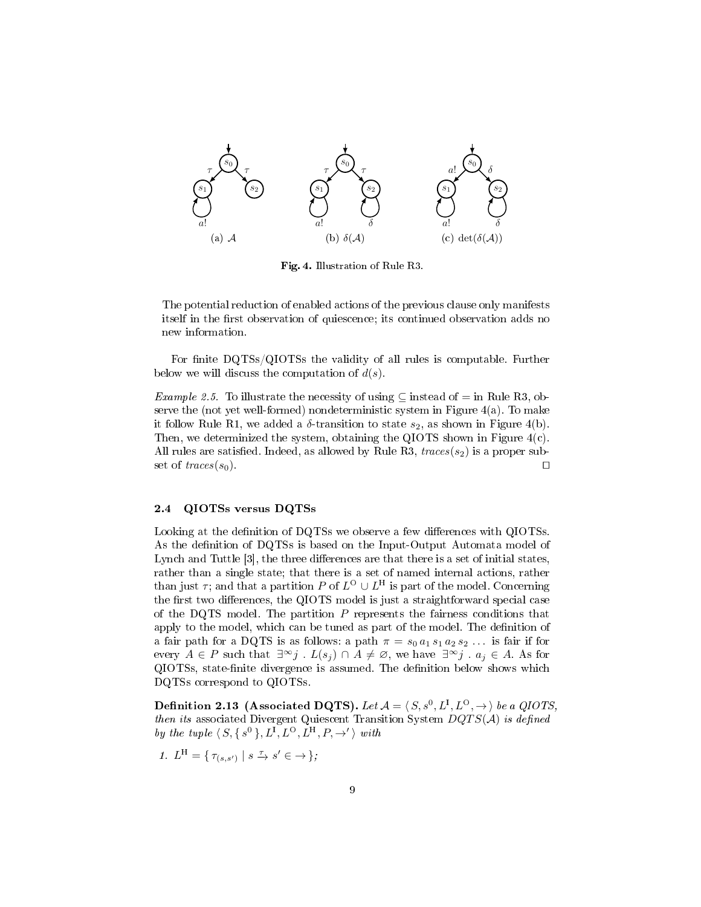Fig. 4. Illustration of Rule R3.

(a) $\mathcal{A}$ (b) $\delta(\mathcal{A})$ (c) $\det(\delta(\mathcal{A}))$

The potential reduction of enabled actions of the previous clause only manifests itself in the first observation of quiescence; its continued observation adds no new information.

For finite DQTSs/QIOTSs the validity of all rules is computable. Further below we will discuss the computation of $d(s)$.

*Example 2.5.* To illustrate the necessity of using $\subseteq$ instead of $=$ in Rule R3, observe the (not yet well-formed) nondeterministic system in Figure 4(a). To make it follow Rule R1, we added a $\delta$-transition to state $s_2$, as shown in Figure 4(b). Then, we determinized the system, obtaining the QIOTS shown in Figure 4(c). All rules are satisfied. Indeed, as allowed by Rule R3, $traces(s_2)$ is a proper subset of $traces(s_0)$. □

### 2.4 QIOTSs versus DQTSs

Looking at the definition of DQTSs we observe a few differences with QIOTSs. As the definition of DQTSs is based on the Input-Output Automata model of Lynch and Tuttle [3], the three differences are that there is a set of initial states, rather than a single state; that there is a set of named internal actions, rather than just $\tau$; and that a partition $P$ of $L^{\mathrm{O}} \cup L^{\mathrm{H}}$ is part of the model. Concerning the first two differences, the QIOTS model is just a straightforward special case of the DQTS model. The partition $P$ represents the fairness conditions that apply to the model, which can be tuned as part of the model. The definition of a fair path for a DQTS is as follows: a path $\pi = s_0\, a_1\, s_1\, a_2\, s_2\, \ldots$ is fair if for every $A \in P$ such that $\exists^{\infty} j \,.\, L(s_j) \cap A \neq \varnothing$, we have $\exists^{\infty} j \,.\, a_j \in A$. As for QIOTSs, state-finite divergence is assumed. The definition below shows which DQTSs correspond to QIOTSs.

**Definition 2.13 (Associated DQTS).** *Let $\mathcal{A} = \langle\, S, s^0, L^{\mathrm{I}}, L^{\mathrm{O}}, \rightarrow \,\rangle$ be a QIOTS, then its* associated Divergent Quiescent Transition System *$DQTS(\mathcal{A})$ is defined by the tuple $\langle\, S, \{\, s^0 \,\}, L^{\mathrm{I}}, L^{\mathrm{O}}, L^{\mathrm{H}}, P, \rightarrow' \,\rangle$ with*

1. $L^{\mathrm{H}} = \{\, \tau_{(s,s')} \mid s \xrightarrow{\tau} s' \in \rightarrow \,\}$*;*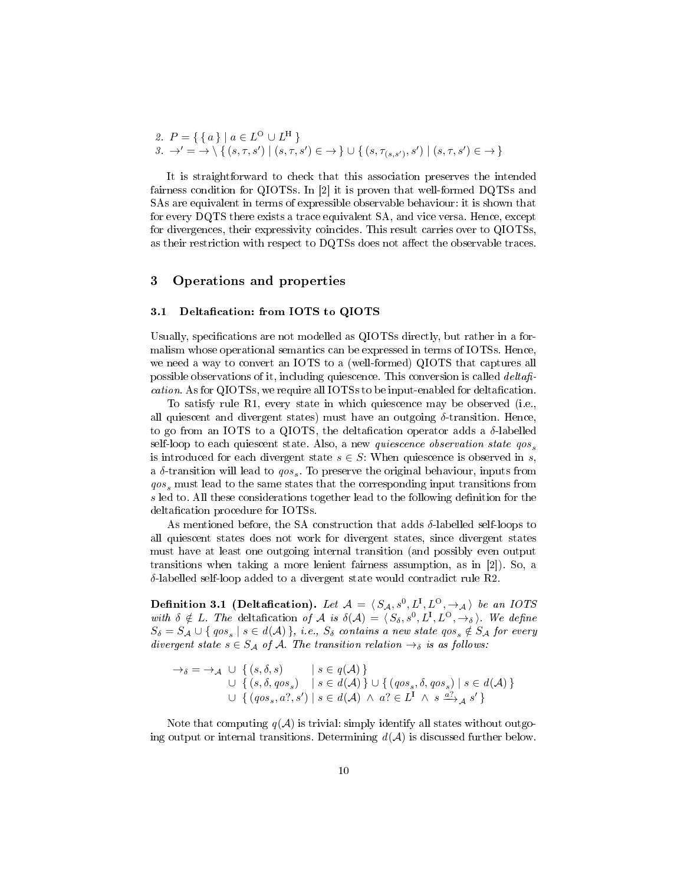2. $P = \{ \{ a \} \mid a \in L^{\mathrm{O}} \cup L^{\mathrm{H}} \}$
3. $\rightarrow' = \rightarrow \setminus \{ (s, \tau, s') \mid (s, \tau, s') \in \rightarrow \} \cup \{ (s, \tau_{(s,s')}, s') \mid (s, \tau, s') \in \rightarrow \}$

It is straightforward to check that this association preserves the intended fairness condition for QIOTSs. In [2] it is proven that well-formed DQTSs and SAs are equivalent in terms of expressible observable behaviour: it is shown that for every DQTS there exists a trace equivalent SA, and vice versa. Hence, except for divergences, their expressivity coincides. This result carries over to QIOTSs, as their restriction with respect to DQTSs does not affect the observable traces.

## 3 Operations and properties

### 3.1 Deltafication: from IOTS to QIOTS

Usually, specifications are not modelled as QIOTSs directly, but rather in a formalism whose operational semantics can be expressed in terms of IOTSs. Hence, we need a way to convert an IOTS to a (well-formed) QIOTS that captures all possible observations of it, including quiescence. This conversion is called *deltafication*. As for QIOTSs, we require all IOTSs to be input-enabled for deltafication.

To satisfy rule R1, every state in which quiescence may be observed (i.e., all quiescent and divergent states) must have an outgoing $\delta$-transition. Hence, to go from an IOTS to a QIOTS, the deltafication operator adds a $\delta$-labelled self-loop to each quiescent state. Also, a new *quiescence observation state* $qos_s$ is introduced for each divergent state $s \in S$: When quiescence is observed in $s$, a $\delta$-transition will lead to $qos_s$. To preserve the original behaviour, inputs from $qos_s$ must lead to the same states that the corresponding input transitions from $s$ led to. All these considerations together lead to the following definition for the deltafication procedure for IOTSs.

As mentioned before, the SA construction that adds $\delta$-labelled self-loops to all quiescent states does not work for divergent states, since divergent states must have at least one outgoing internal transition (and possibly even output transitions when taking a more lenient fairness assumption, as in [2]). So, a $\delta$-labelled self-loop added to a divergent state would contradict rule R2.

**Definition 3.1 (Deltafication).** *Let $\mathcal{A} = \langle S_{\mathcal{A}}, s^0, L^{\mathrm{I}}, L^{\mathrm{O}}, \rightarrow_{\mathcal{A}} \rangle$ be an IOTS with $\delta \notin L$. The* deltafication *of $\mathcal{A}$ is $\delta(\mathcal{A}) = \langle S_\delta, s^0, L^{\mathrm{I}}, L^{\mathrm{O}}, \rightarrow_\delta \rangle$. We define $S_\delta = S_{\mathcal{A}} \cup \{ qos_s \mid s \in d(\mathcal{A}) \}$, i.e., $S_\delta$ contains a new state $qos_s \notin S_{\mathcal{A}}$ for every divergent state $s \in S_{\mathcal{A}}$ of $\mathcal{A}$. The transition relation $\rightarrow_\delta$ is as follows:*

$$
\begin{aligned}
\rightarrow_\delta = \rightarrow_{\mathcal{A}} \; & \cup \; \{ (s, \delta, s) \quad\;\; \mid s \in q(\mathcal{A}) \} \\
& \cup \; \{ (s, \delta, qos_s) \quad \mid s \in d(\mathcal{A}) \} \cup \{ (qos_s, \delta, qos_s) \mid s \in d(\mathcal{A}) \} \\
& \cup \; \{ (qos_s, a?, s') \mid s \in d(\mathcal{A}) \; \wedge \; a? \in L^{\mathrm{I}} \; \wedge \; s \xrightarrow{a?}_{\mathcal{A}} s' \}
\end{aligned}
$$

Note that computing $q(\mathcal{A})$ is trivial: simply identify all states without outgoing output or internal transitions. Determining $d(\mathcal{A})$ is discussed further below.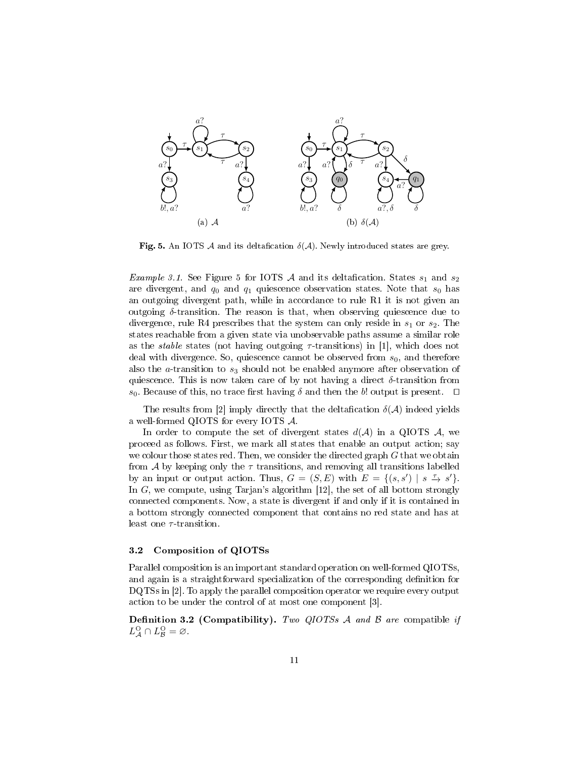**Fig. 5.** An IOTS $\mathcal{A}$ and its deltafication $\delta(\mathcal{A})$. Newly introduced states are grey.

*Example 3.1.* See Figure 5 for IOTS $\mathcal{A}$ and its deltafication. States $s_1$ and $s_2$ are divergent, and $q_0$ and $q_1$ quiescence observation states. Note that $s_0$ has an outgoing divergent path, while in accordance to rule R1 it is not given an outgoing $\delta$-transition. The reason is that, when observing quiescence due to divergence, rule R4 prescribes that the system can only reside in $s_1$ or $s_2$. The states reachable from a given state via unobservable paths assume a similar role as the *stable* states (not having outgoing $\tau$-transitions) in [1], which does not deal with divergence. So, quiescence cannot be observed from $s_0$, and therefore also the $a$-transition to $s_3$ should not be enabled anymore after observation of quiescence. This is now taken care of by not having a direct $\delta$-transition from $s_0$. Because of this, no trace first having $\delta$ and then the $b!$ output is present. □

The results from [2] imply directly that the deltafication $\delta(\mathcal{A})$ indeed yields a well-formed QIOTS for every IOTS $\mathcal{A}$.

In order to compute the set of divergent states $d(\mathcal{A})$ in a QIOTS $\mathcal{A}$, we proceed as follows. First, we mark all states that enable an output action; say we colour those states red. Then, we consider the directed graph $G$ that we obtain from $\mathcal{A}$ by keeping only the $\tau$ transitions, and removing all transitions labelled by an input or output action. Thus, $G = (S, E)$ with $E = \{(s, s') \mid s \xrightarrow{\tau} s'\}$. In $G$, we compute, using Tarjan's algorithm [12], the set of all bottom strongly connected components. Now, a state is divergent if and only if it is contained in a bottom strongly connected component that contains no red state and has at least one $\tau$-transition.

### 3.2 Composition of QIOTSs

Parallel composition is an important standard operation on well-formed QIOTSs, and again is a straightforward specialization of the corresponding definition for DQTSs in [2]. To apply the parallel composition operator we require every output action to be under the control of at most one component [3].

**Definition 3.2 (Compatibility).** *Two QIOTSs $\mathcal{A}$ and $\mathcal{B}$ are* compatible *if $L^{O}_{\mathcal{A}} \cap L^{O}_{\mathcal{B}} = \varnothing$.*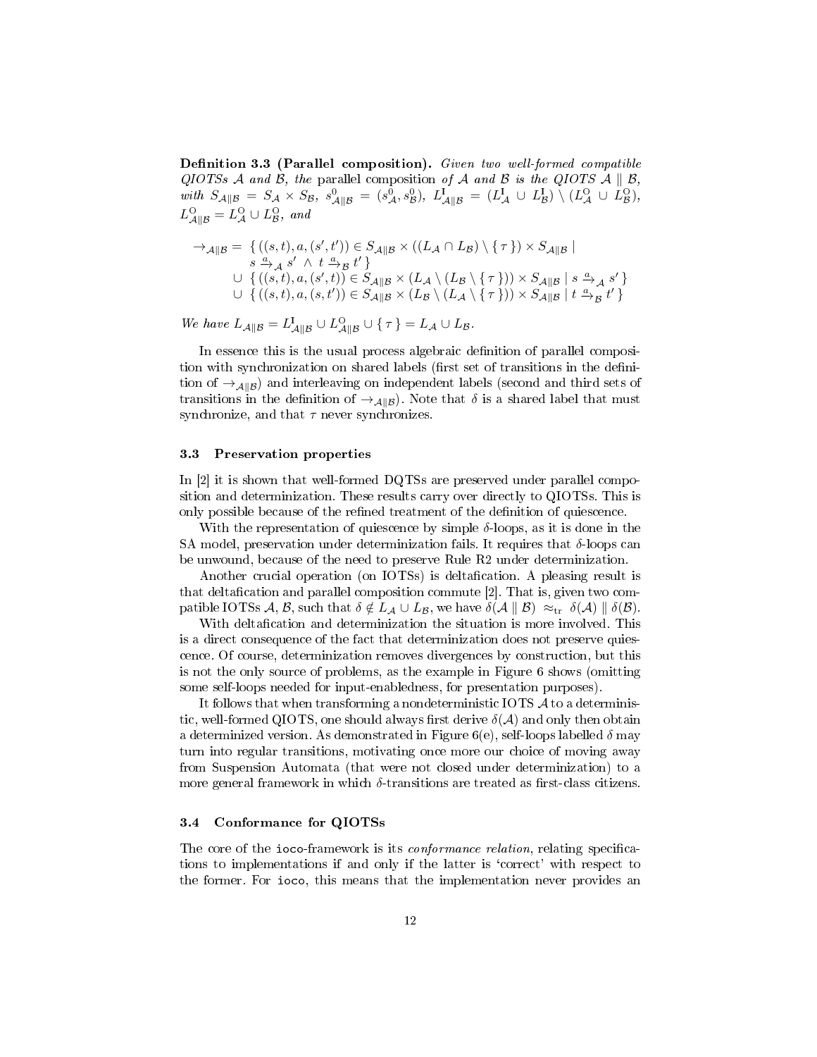**Definition 3.3 (Parallel composition).** *Given two well-formed compatible QIOTSs $\mathcal{A}$ and $\mathcal{B}$, the* parallel composition *of $\mathcal{A}$ and $\mathcal{B}$ is the QIOTS $\mathcal{A} \parallel \mathcal{B}$, with $S_{\mathcal{A}\parallel\mathcal{B}} = S_{\mathcal{A}} \times S_{\mathcal{B}}$, $s^0_{\mathcal{A}\parallel\mathcal{B}} = (s^0_{\mathcal{A}}, s^0_{\mathcal{B}})$, $L^{\mathrm{I}}_{\mathcal{A}\parallel\mathcal{B}} = (L^{\mathrm{I}}_{\mathcal{A}} \cup L^{\mathrm{I}}_{\mathcal{B}}) \setminus (L^{\mathrm{O}}_{\mathcal{A}} \cup L^{\mathrm{O}}_{\mathcal{B}})$, $L^{\mathrm{O}}_{\mathcal{A}\parallel\mathcal{B}} = L^{\mathrm{O}}_{\mathcal{A}} \cup L^{\mathrm{O}}_{\mathcal{B}}$, and*

$$
\begin{aligned}
\rightarrow_{\mathcal{A}\parallel\mathcal{B}} = \; & \{\, ((s,t),a,(s',t')) \in S_{\mathcal{A}\parallel\mathcal{B}} \times ((L_{\mathcal{A}} \cap L_{\mathcal{B}}) \setminus \{\, \tau \,\}) \times S_{\mathcal{A}\parallel\mathcal{B}} \mid \\
& \quad s \xrightarrow{a}_{\mathcal{A}} s' \;\wedge\; t \xrightarrow{a}_{\mathcal{B}} t' \,\} \\
\cup \; & \{\, ((s,t),a,(s',t)) \in S_{\mathcal{A}\parallel\mathcal{B}} \times (L_{\mathcal{A}} \setminus (L_{\mathcal{B}} \setminus \{\, \tau \,\})) \times S_{\mathcal{A}\parallel\mathcal{B}} \mid s \xrightarrow{a}_{\mathcal{A}} s' \,\} \\
\cup \; & \{\, ((s,t),a,(s,t')) \in S_{\mathcal{A}\parallel\mathcal{B}} \times (L_{\mathcal{B}} \setminus (L_{\mathcal{A}} \setminus \{\, \tau \,\})) \times S_{\mathcal{A}\parallel\mathcal{B}} \mid t \xrightarrow{a}_{\mathcal{B}} t' \,\}
\end{aligned}
$$

*We have $L_{\mathcal{A}\parallel\mathcal{B}} = L^{\mathrm{I}}_{\mathcal{A}\parallel\mathcal{B}} \cup L^{\mathrm{O}}_{\mathcal{A}\parallel\mathcal{B}} \cup \{\, \tau \,\} = L_{\mathcal{A}} \cup L_{\mathcal{B}}$.*

In essence this is the usual process algebraic definition of parallel composition with synchronization on shared labels (first set of transitions in the definition of $\rightarrow_{\mathcal{A}\parallel\mathcal{B}}$) and interleaving on independent labels (second and third sets of transitions in the definition of $\rightarrow_{\mathcal{A}\parallel\mathcal{B}}$). Note that $\delta$ is a shared label that must synchronize, and that $\tau$ never synchronizes.

### 3.3 Preservation properties

In [2] it is shown that well-formed DQTSs are preserved under parallel composition and determinization. These results carry over directly to QIOTSs. This is only possible because of the refined treatment of the definition of quiescence.

With the representation of quiescence by simple $\delta$-loops, as it is done in the SA model, preservation under determinization fails. It requires that $\delta$-loops can be unwound, because of the need to preserve Rule R2 under determinization.

Another crucial operation (on IOTSs) is deltafication. A pleasing result is that deltafication and parallel composition commute [2]. That is, given two compatible IOTSs $\mathcal{A}$, $\mathcal{B}$, such that $\delta \notin L_{\mathcal{A}} \cup L_{\mathcal{B}}$, we have $\delta(\mathcal{A} \parallel \mathcal{B}) \approx_{\mathrm{tr}} \delta(\mathcal{A}) \parallel \delta(\mathcal{B})$.

With deltafication and determinization the situation is more involved. This is a direct consequence of the fact that determinization does not preserve quiescence. Of course, determinization removes divergences by construction, but this is not the only source of problems, as the example in Figure 6 shows (omitting some self-loops needed for input-enabledness, for presentation purposes).

It follows that when transforming a nondeterministic IOTS $\mathcal{A}$ to a deterministic, well-formed QIOTS, one should always first derive $\delta(\mathcal{A})$ and only then obtain a determinized version. As demonstrated in Figure 6(e), self-loops labelled $\delta$ may turn into regular transitions, motivating once more our choice of moving away from Suspension Automata (that were not closed under determinization) to a more general framework in which $\delta$-transitions are treated as first-class citizens.

### 3.4 Conformance for QIOTSs

The core of the `ioco`-framework is its *conformance relation*, relating specifications to implementations if and only if the latter is 'correct' with respect to the former. For `ioco`, this means that the implementation never provides an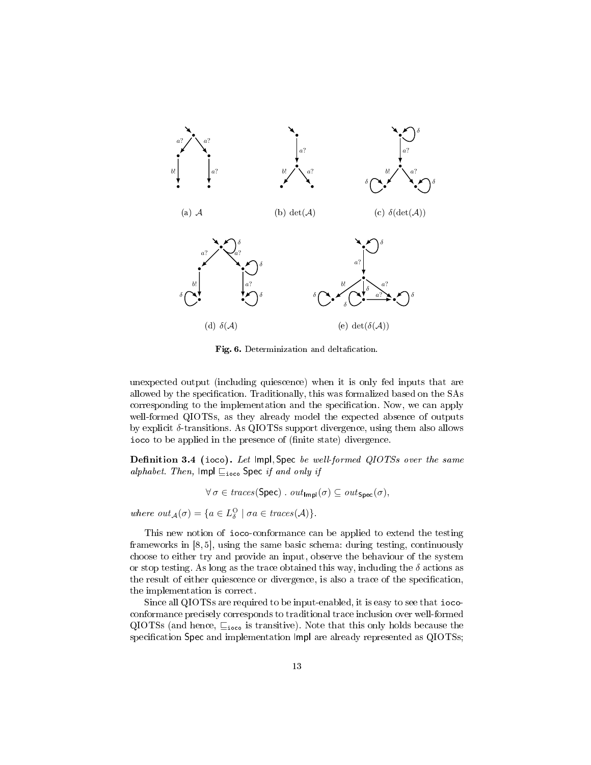(a) $\mathcal{A}$

(b) $\det(\mathcal{A})$

(c) $\delta(\det(\mathcal{A}))$

(d) $\delta(\mathcal{A})$

(e) $\det(\delta(\mathcal{A}))$

**Fig. 6.** Determinization and deltafication.

unexpected output (including quiescence) when it is only fed inputs that are allowed by the specification. Traditionally, this was formalized based on the SAs corresponding to the implementation and the specification. Now, we can apply well-formed QIOTSs, as they already model the expected absence of outputs by explicit $\delta$-transitions. As QIOTSs support divergence, using them also allows `ioco` to be applied in the presence of (finite state) divergence.

**Definition 3.4 (`ioco`).** *Let* Impl, Spec *be well-formed QIOTSs over the same alphabet. Then,* $\mathsf{Impl} \sqsubseteq_{\mathtt{ioco}} \mathsf{Spec}$ *if and only if*

$$\forall\, \sigma \in \mathit{traces}(\mathsf{Spec}) \;.\; \mathit{out}_{\mathsf{Impl}}(\sigma) \subseteq \mathit{out}_{\mathsf{Spec}}(\sigma),$$

*where* $\mathit{out}_{\mathcal{A}}(\sigma) = \{a \in L^{\mathrm{O}}_{\delta} \mid \sigma a \in \mathit{traces}(\mathcal{A})\}$.

This new notion of `ioco`-conformance can be applied to extend the testing frameworks in [8, 5], using the same basic schema: during testing, continuously choose to either try and provide an input, observe the behaviour of the system or stop testing. As long as the trace obtained this way, including the $\delta$ actions as the result of either quiescence or divergence, is also a trace of the specification, the implementation is correct.

Since all QIOTSs are required to be input-enabled, it is easy to see that `ioco`-conformance precisely corresponds to traditional trace inclusion over well-formed QIOTSs (and hence, $\sqsubseteq_{\mathtt{ioco}}$ is transitive). Note that this only holds because the specification Spec and implementation Impl are already represented as QIOTSs;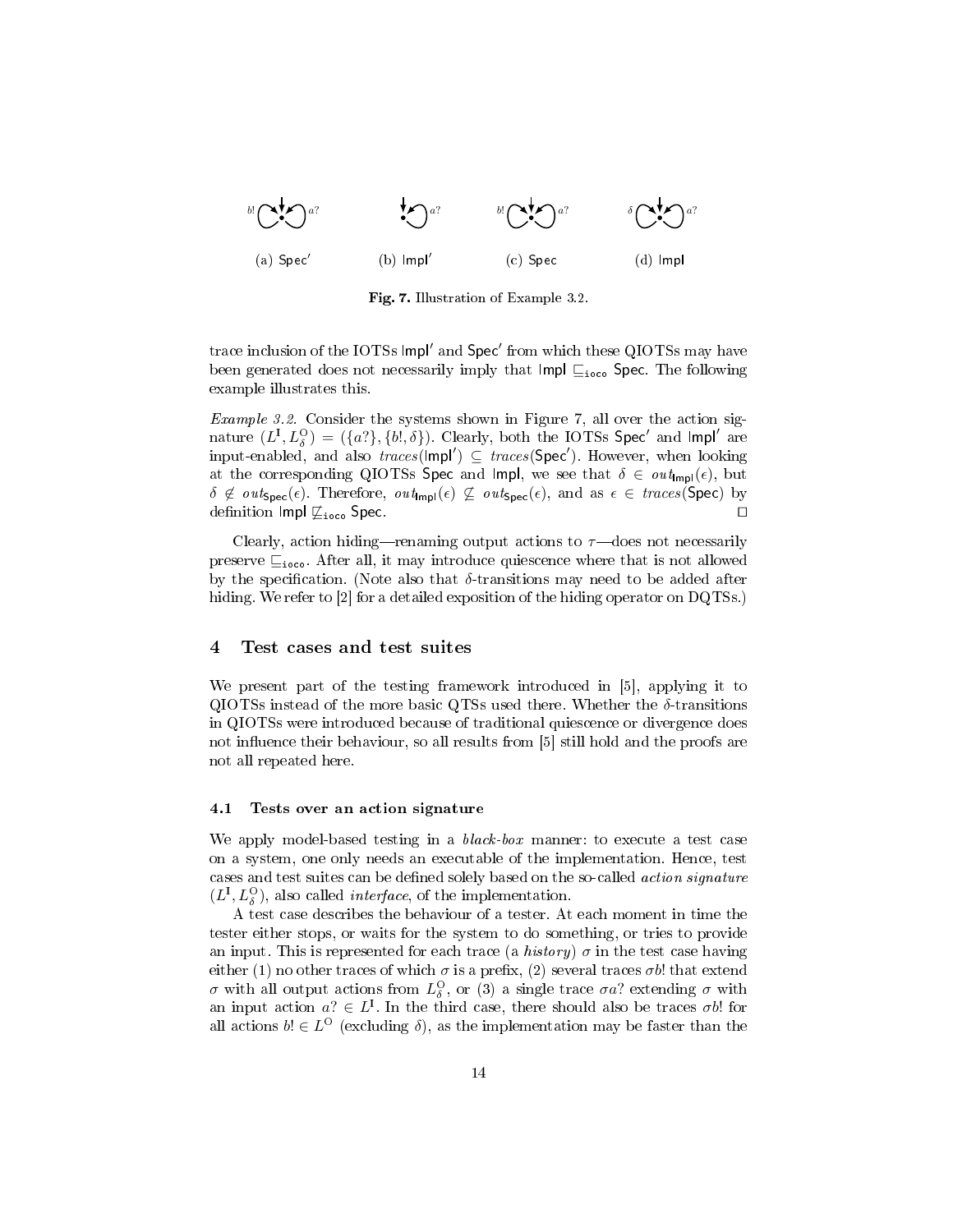(a) $\mathsf{Spec}'$ (b) $\mathsf{Impl}'$ (c) $\mathsf{Spec}$ (d) $\mathsf{Impl}$

**Fig. 7.** Illustration of Example 3.2.

trace inclusion of the IOTSs $\mathsf{Impl}'$ and $\mathsf{Spec}'$ from which these QIOTSs may have been generated does not necessarily imply that $\mathsf{Impl} \sqsubseteq_{\mathtt{ioco}} \mathsf{Spec}$. The following example illustrates this.

*Example 3.2.* Consider the systems shown in Figure 7, all over the action signature $(L^{\mathrm{I}}, L^{\mathrm{O}}_{\delta}) = (\{a?\}, \{b!, \delta\})$. Clearly, both the IOTSs $\mathsf{Spec}'$ and $\mathsf{Impl}'$ are input-enabled, and also $\mathit{traces}(\mathsf{Impl}') \subseteq \mathit{traces}(\mathsf{Spec}')$. However, when looking at the corresponding QIOTSs $\mathsf{Spec}$ and $\mathsf{Impl}$, we see that $\delta \in \mathit{out}_{\mathsf{Impl}}(\epsilon)$, but $\delta \notin \mathit{out}_{\mathsf{Spec}}(\epsilon)$. Therefore, $\mathit{out}_{\mathsf{Impl}}(\epsilon) \not\subseteq \mathit{out}_{\mathsf{Spec}}(\epsilon)$, and as $\epsilon \in \mathit{traces}(\mathsf{Spec})$ by definition $\mathsf{Impl} \not\sqsubseteq_{\mathtt{ioco}} \mathsf{Spec}$. □

Clearly, action hiding—renaming output actions to $\tau$—does not necessarily preserve $\sqsubseteq_{\mathtt{ioco}}$. After all, it may introduce quiescence where that is not allowed by the specification. (Note also that $\delta$-transitions may need to be added after hiding. We refer to [2] for a detailed exposition of the hiding operator on DQTSs.)

## 4 Test cases and test suites

We present part of the testing framework introduced in [5], applying it to QIOTSs instead of the more basic QTSs used there. Whether the $\delta$-transitions in QIOTSs were introduced because of traditional quiescence or divergence does not influence their behaviour, so all results from [5] still hold and the proofs are not all repeated here.

### 4.1 Tests over an action signature

We apply model-based testing in a *black-box* manner: to execute a test case on a system, one only needs an executable of the implementation. Hence, test cases and test suites can be defined solely based on the so-called *action signature* $(L^{\mathrm{I}}, L^{\mathrm{O}}_{\delta})$, also called *interface*, of the implementation.

A test case describes the behaviour of a tester. At each moment in time the tester either stops, or waits for the system to do something, or tries to provide an input. This is represented for each trace (a *history*) $\sigma$ in the test case having either (1) no other traces of which $\sigma$ is a prefix, (2) several traces $\sigma b!$ that extend $\sigma$ with all output actions from $L^{\mathrm{O}}_{\delta}$, or (3) a single trace $\sigma a?$ extending $\sigma$ with an input action $a? \in L^{\mathrm{I}}$. In the third case, there should also be traces $\sigma b!$ for all actions $b! \in L^{\mathrm{O}}$ (excluding $\delta$), as the implementation may be faster than the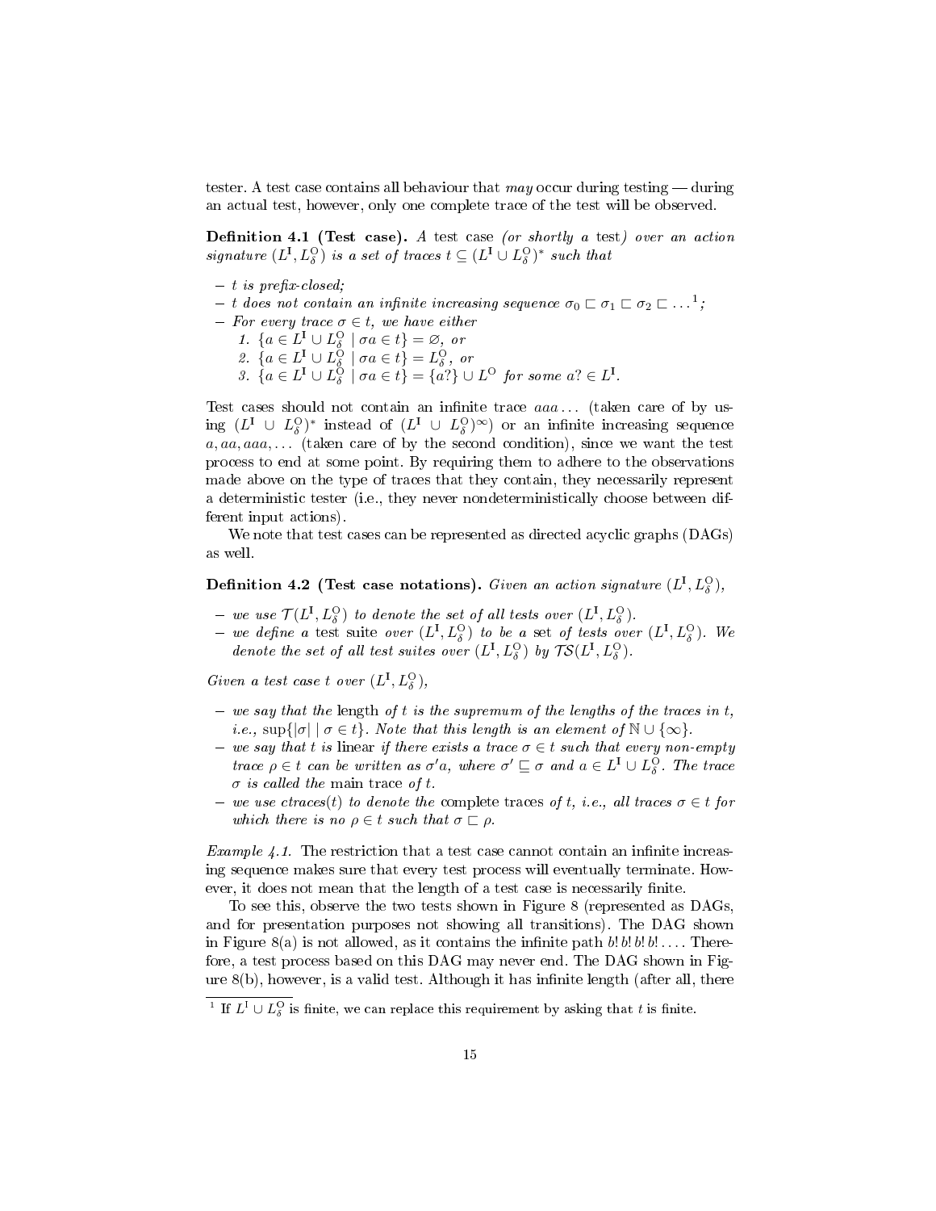tester. A test case contains all behaviour that *may* occur during testing — during an actual test, however, only one complete trace of the test will be observed.

**Definition 4.1 (Test case).** *A test case (or shortly a test) over an action signature* $(L^{\mathrm{I}}, L^{\mathrm{O}}_{\delta})$ *is a set of traces* $t \subseteq (L^{\mathrm{I}} \cup L^{\mathrm{O}}_{\delta})^*$ *such that*

- *$t$ is prefix-closed;*
- *$t$ does not contain an infinite increasing sequence* $\sigma_0 \sqsubset \sigma_1 \sqsubset \sigma_2 \sqsubset \dots$[1]*;*
- *For every trace $\sigma \in t$, we have either*
  1. $\{a \in L^{\mathrm{I}} \cup L^{\mathrm{O}}_{\delta} \mid \sigma a \in t\} = \varnothing$*, or*
  2. $\{a \in L^{\mathrm{I}} \cup L^{\mathrm{O}}_{\delta} \mid \sigma a \in t\} = L^{\mathrm{O}}_{\delta}$*, or*
  3. $\{a \in L^{\mathrm{I}} \cup L^{\mathrm{O}}_{\delta} \mid \sigma a \in t\} = \{a?\} \cup L^{\mathrm{O}}$ *for some* $a? \in L^{\mathrm{I}}$*.*

Test cases should not contain an infinite trace $aaa\dots$ (taken care of by using $(L^{\mathrm{I}} \cup L^{\mathrm{O}}_{\delta})^*$ instead of $(L^{\mathrm{I}} \cup L^{\mathrm{O}}_{\delta})^\infty$) or an infinite increasing sequence $a, aa, aaa, \dots$ (taken care of by the second condition), since we want the test process to end at some point. By requiring them to adhere to the observations made above on the type of traces that they contain, they necessarily represent a deterministic tester (i.e., they never nondeterministically choose between different input actions).

We note that test cases can be represented as directed acyclic graphs (DAGs) as well.

**Definition 4.2 (Test case notations).** *Given an action signature* $(L^{\mathrm{I}}, L^{\mathrm{O}}_{\delta})$*,*

- *we use* $\mathcal{T}(L^{\mathrm{I}}, L^{\mathrm{O}}_{\delta})$ *to denote the set of all tests over* $(L^{\mathrm{I}}, L^{\mathrm{O}}_{\delta})$*.*
- *we define a* test suite *over* $(L^{\mathrm{I}}, L^{\mathrm{O}}_{\delta})$ *to be a set of tests over* $(L^{\mathrm{I}}, L^{\mathrm{O}}_{\delta})$*. We denote the set of all test suites over* $(L^{\mathrm{I}}, L^{\mathrm{O}}_{\delta})$ *by* $\mathcal{TS}(L^{\mathrm{I}}, L^{\mathrm{O}}_{\delta})$*.*

*Given a test case $t$ over* $(L^{\mathrm{I}}, L^{\mathrm{O}}_{\delta})$*,*

- *we say that the* length *of $t$ is the supremum of the lengths of the traces in $t$, i.e.,* $\sup\{|\sigma| \mid \sigma \in t\}$*. Note that this length is an element of* $\mathbb{N} \cup \{\infty\}$*.*
- *we say that $t$ is* linear *if there exists a trace $\sigma \in t$ such that every non-empty trace $\rho \in t$ can be written as $\sigma' a$, where $\sigma' \sqsubseteq \sigma$ and* $a \in L^{\mathrm{I}} \cup L^{\mathrm{O}}_{\delta}$*. The trace $\sigma$ is called the* main trace *of $t$.*
- *we use $ctraces(t)$ to denote the* complete traces *of $t$, i.e., all traces $\sigma \in t$ for which there is no $\rho \in t$ such that $\sigma \sqsubset \rho$.*

*Example 4.1.* The restriction that a test case cannot contain an infinite increasing sequence makes sure that every test process will eventually terminate. However, it does not mean that the length of a test case is necessarily finite.

To see this, observe the two tests shown in Figure 8 (represented as DAGs, and for presentation purposes not showing all transitions). The DAG shown in Figure 8(a) is not allowed, as it contains the infinite path $b!\,b!\,b!\,b!\dots$. Therefore, a test process based on this DAG may never end. The DAG shown in Figure 8(b), however, is a valid test. Although it has infinite length (after all, there

[1] If $L^{\mathrm{I}} \cup L^{\mathrm{O}}_{\delta}$ is finite, we can replace this requirement by asking that $t$ is finite.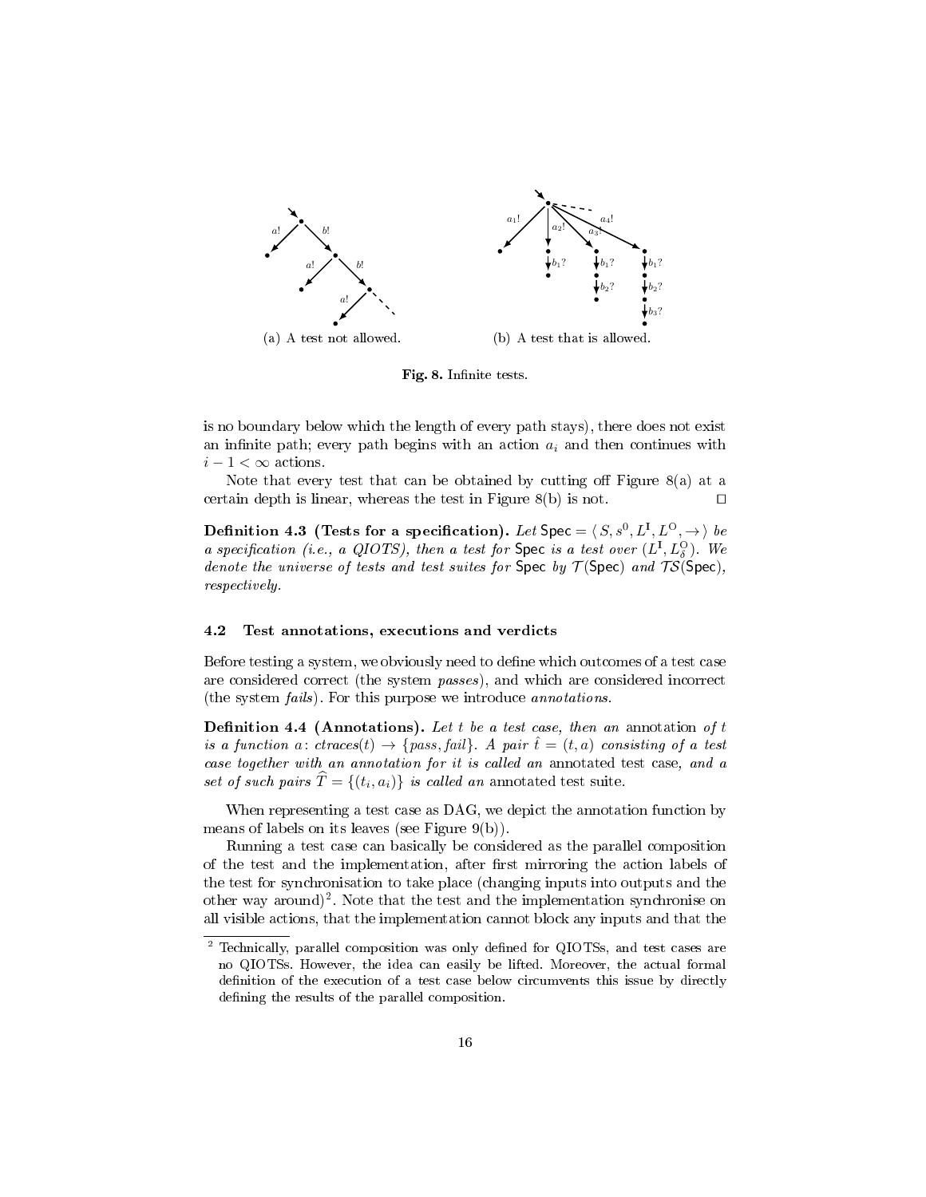(a) A test not allowed.

(b) A test that is allowed.

**Fig. 8.** Infinite tests.

is no boundary below which the length of every path stays), there does not exist an infinite path; every path begins with an action $a_i$ and then continues with $i - 1 < \infty$ actions.

Note that every test that can be obtained by cutting off Figure 8(a) at a certain depth is linear, whereas the test in Figure 8(b) is not. ◻

**Definition 4.3 (Tests for a specification).** *Let* $\mathsf{Spec} = \langle S, s^0, L^{\mathrm{I}}, L^{\mathrm{O}}, \rightarrow \rangle$ *be a specification (i.e., a QIOTS), then a test for* $\mathsf{Spec}$ *is a test over* $(L^{\mathrm{I}}, L^{\mathrm{O}}_{\delta})$*. We denote the universe of tests and test suites for* $\mathsf{Spec}$ *by* $\mathcal{T}(\mathsf{Spec})$ *and* $\mathcal{TS}(\mathsf{Spec})$*, respectively.*

### 4.2 Test annotations, executions and verdicts

Before testing a system, we obviously need to define which outcomes of a test case are considered correct (the system *passes*), and which are considered incorrect (the system *fails*). For this purpose we introduce *annotations*.

**Definition 4.4 (Annotations).** *Let* $t$ *be a test case, then an* annotation *of* $t$ *is a function* $a \colon ctraces(t) \rightarrow \{pass, fail\}$*. A pair* $\hat{t} = (t, a)$ *consisting of a test case together with an annotation for it is called an* annotated test case*, and a set of such pairs* $\widehat{T} = \{(t_i, a_i)\}$ *is called an* annotated test suite*.*

When representing a test case as DAG, we depict the annotation function by means of labels on its leaves (see Figure 9(b)).

Running a test case can basically be considered as the parallel composition of the test and the implementation, after first mirroring the action labels of the test for synchronisation to take place (changing inputs into outputs and the other way around)[2]. Note that the test and the implementation synchronise on all visible actions, that the implementation cannot block any inputs and that the

[2] Technically, parallel composition was only defined for QIOTSs, and test cases are no QIOTSs. However, the idea can easily be lifted. Moreover, the actual formal definition of the execution of a test case below circumvents this issue by directly defining the results of the parallel composition.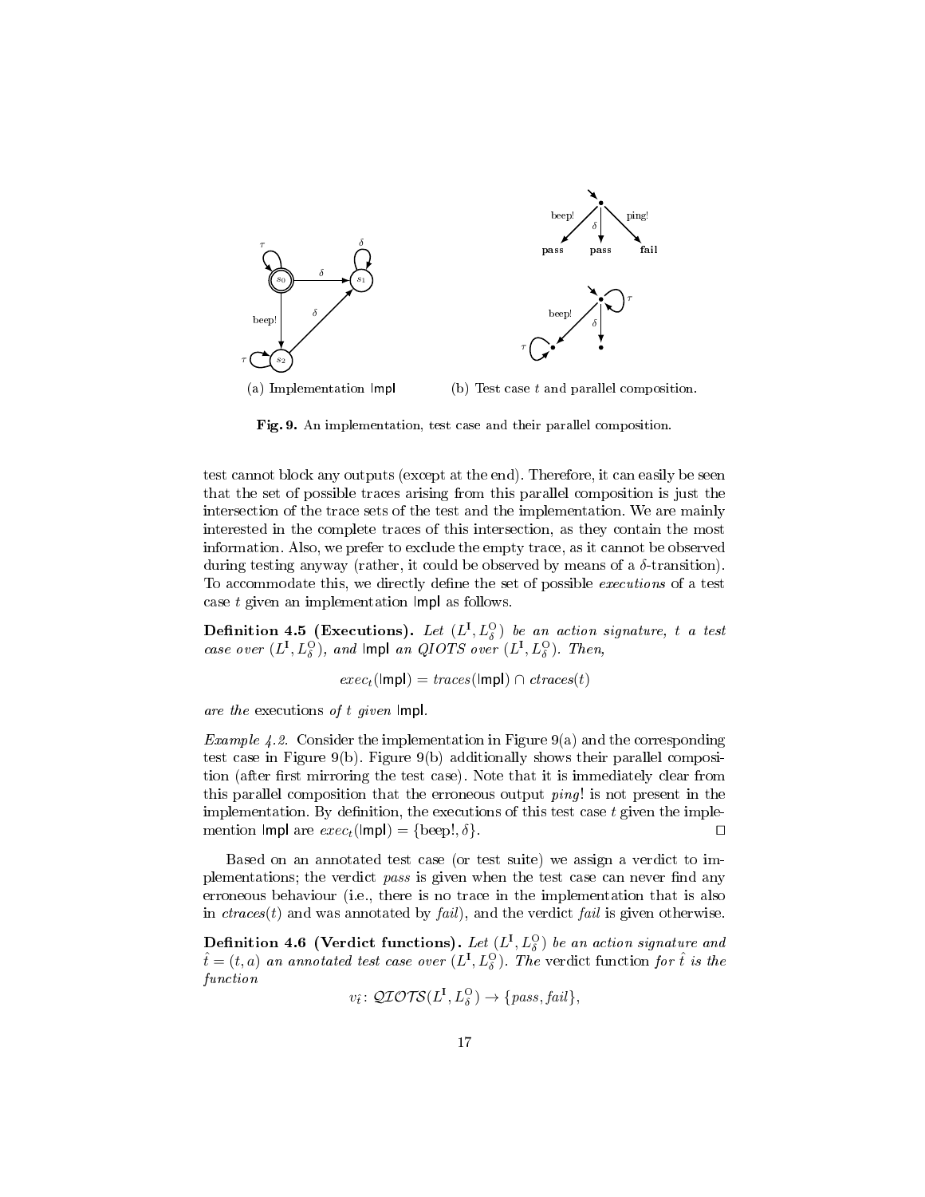(a) Implementation Impl

(b) Test case $t$ and parallel composition.

**Fig. 9.** An implementation, test case and their parallel composition.

test cannot block any outputs (except at the end). Therefore, it can easily be seen that the set of possible traces arising from this parallel composition is just the intersection of the trace sets of the test and the implementation. We are mainly interested in the complete traces of this intersection, as they contain the most information. Also, we prefer to exclude the empty trace, as it cannot be observed during testing anyway (rather, it could be observed by means of a $\delta$-transition). To accommodate this, we directly define the set of possible *executions* of a test case $t$ given an implementation Impl as follows.

**Definition 4.5 (Executions).** *Let* $(L^{\mathrm{I}}, L^{\mathrm{O}}_{\delta})$ *be an action signature,* $t$ *a test case over* $(L^{\mathrm{I}}, L^{\mathrm{O}}_{\delta})$*, and* Impl *an QIOTS over* $(L^{\mathrm{I}}, L^{\mathrm{O}}_{\delta})$*. Then,*

$$exec_t(\mathsf{Impl}) = traces(\mathsf{Impl}) \cap ctraces(t)$$

*are the* executions *of* $t$ *given* Impl.

*Example 4.2.* Consider the implementation in Figure 9(a) and the corresponding test case in Figure 9(b). Figure 9(b) additionally shows their parallel composition (after first mirroring the test case). Note that it is immediately clear from this parallel composition that the erroneous output *ping*! is not present in the implementation. By definition, the executions of this test case $t$ given the implemention Impl are $exec_t(\mathsf{Impl}) = \{\text{beep!}, \delta\}$. □

Based on an annotated test case (or test suite) we assign a verdict to implementations; the verdict *pass* is given when the test case can never find any erroneous behaviour (i.e., there is no trace in the implementation that is also in $ctraces(t)$ and was annotated by *fail*), and the verdict *fail* is given otherwise.

**Definition 4.6 (Verdict functions).** *Let* $(L^{\mathrm{I}}, L^{\mathrm{O}}_{\delta})$ *be an action signature and* $\hat{t} = (t, a)$ *an annotated test case over* $(L^{\mathrm{I}}, L^{\mathrm{O}}_{\delta})$*. The* verdict function *for* $\hat{t}$ *is the function*

$$v_{\hat{t}} \colon \mathcal{QIOTS}(L^{\mathrm{I}}, L^{\mathrm{O}}_{\delta}) \to \{pass, fail\},$$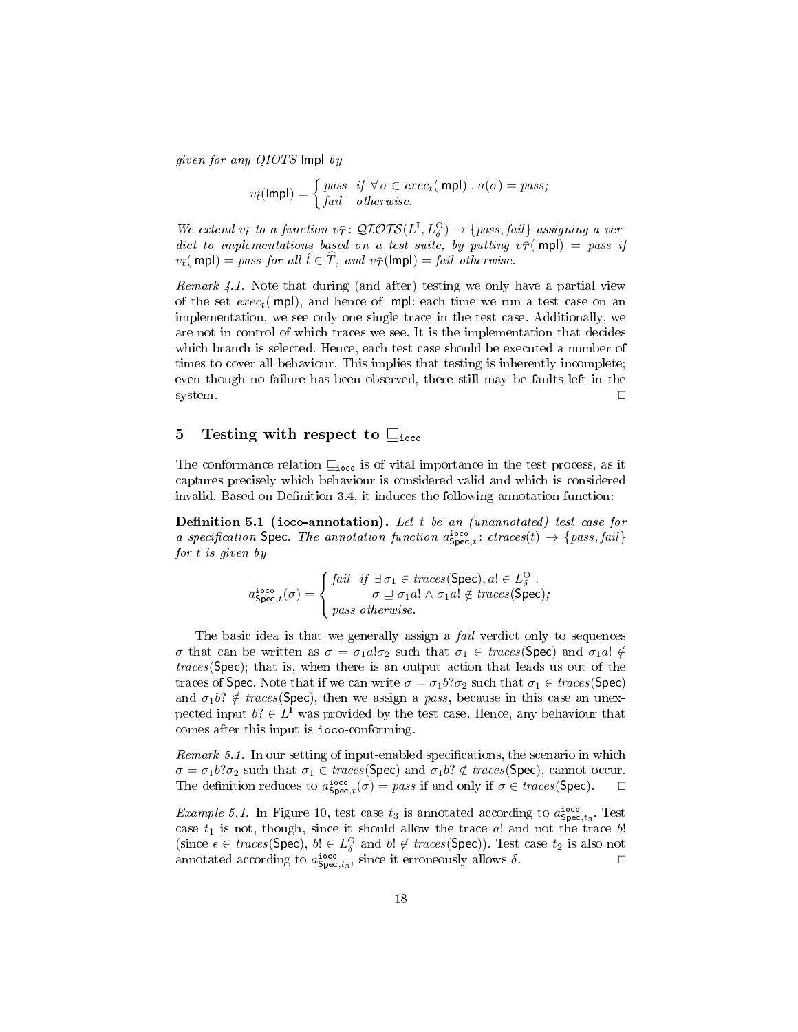*given for any QIOTS* $\mathsf{Impl}$ *by*

$$v_{\hat{t}}(\mathsf{Impl}) = \begin{cases} pass & \text{if } \forall\, \sigma \in exec_t(\mathsf{Impl}) \;.\; a(\sigma) = pass; \\ fail & \text{otherwise.} \end{cases}$$

*We extend* $v_{\hat{t}}$ *to a function* $v_{\widehat{T}} \colon \mathcal{QIOTS}(L^{\mathrm{I}}, L^{\mathrm{O}}_{\delta}) \to \{pass, fail\}$ *assigning a verdict to implementations based on a test suite, by putting* $v_{\widehat{T}}(\mathsf{Impl}) = pass$ *if* $v_{\hat{t}}(\mathsf{Impl}) = pass$ *for all* $\hat{t} \in \widehat{T}$*, and* $v_{\widehat{T}}(\mathsf{Impl}) = fail$ *otherwise.*

*Remark 4.1.* Note that during (and after) testing we only have a partial view of the set $exec_t(\mathsf{Impl})$, and hence of $\mathsf{Impl}$: each time we run a test case on an implementation, we see only one single trace in the test case. Additionally, we are not in control of which traces we see. It is the implementation that decides which branch is selected. Hence, each test case should be executed a number of times to cover all behaviour. This implies that testing is inherently incomplete; even though no failure has been observed, there still may be faults left in the system. □

## 5 Testing with respect to $\sqsubseteq_{\mathtt{ioco}}$

The conformance relation $\sqsubseteq_{\mathtt{ioco}}$ is of vital importance in the test process, as it captures precisely which behaviour is considered valid and which is considered invalid. Based on Definition 3.4, it induces the following annotation function:

**Definition 5.1 (ioco-annotation).** *Let* $t$ *be an (unannotated) test case for a specification* $\mathsf{Spec}$*. The annotation function* $a^{\mathtt{ioco}}_{\mathsf{Spec},t} \colon ctraces(t) \to \{pass, fail\}$ *for* $t$ *is given by*

$$a^{\mathtt{ioco}}_{\mathsf{Spec},t}(\sigma) = \begin{cases} fail & \text{if } \exists\, \sigma_1 \in traces(\mathsf{Spec}), a! \in L^{\mathrm{O}}_{\delta} \;. \\ & \quad \sigma \sqsupseteq \sigma_1 a! \wedge \sigma_1 a! \notin traces(\mathsf{Spec}); \\ pass & \text{otherwise.} \end{cases}$$

The basic idea is that we generally assign a *fail* verdict only to sequences $\sigma$ that can be written as $\sigma = \sigma_1 a! \sigma_2$ such that $\sigma_1 \in traces(\mathsf{Spec})$ and $\sigma_1 a! \notin traces(\mathsf{Spec})$; that is, when there is an output action that leads us out of the traces of $\mathsf{Spec}$. Note that if we can write $\sigma = \sigma_1 b? \sigma_2$ such that $\sigma_1 \in traces(\mathsf{Spec})$ and $\sigma_1 b? \notin traces(\mathsf{Spec})$, then we assign a *pass*, because in this case an unexpected input $b? \in L^{\mathrm{I}}$ was provided by the test case. Hence, any behaviour that comes after this input is ioco-conforming.

*Remark 5.1.* In our setting of input-enabled specifications, the scenario in which $\sigma = \sigma_1 b? \sigma_2$ such that $\sigma_1 \in traces(\mathsf{Spec})$ and $\sigma_1 b? \notin traces(\mathsf{Spec})$, cannot occur. The definition reduces to $a^{\mathtt{ioco}}_{\mathsf{Spec},t}(\sigma) = pass$ if and only if $\sigma \in traces(\mathsf{Spec})$. □

*Example 5.1.* In Figure 10, test case $t_3$ is annotated according to $a^{\mathtt{ioco}}_{\mathsf{Spec},t_3}$. Test case $t_1$ is not, though, since it should allow the trace $a!$ and not the trace $b!$ (since $\epsilon \in traces(\mathsf{Spec})$, $b! \in L^{\mathrm{O}}_{\delta}$ and $b! \notin traces(\mathsf{Spec})$). Test case $t_2$ is also not annotated according to $a^{\mathtt{ioco}}_{\mathsf{Spec},t_3}$, since it erroneously allows $\delta$. □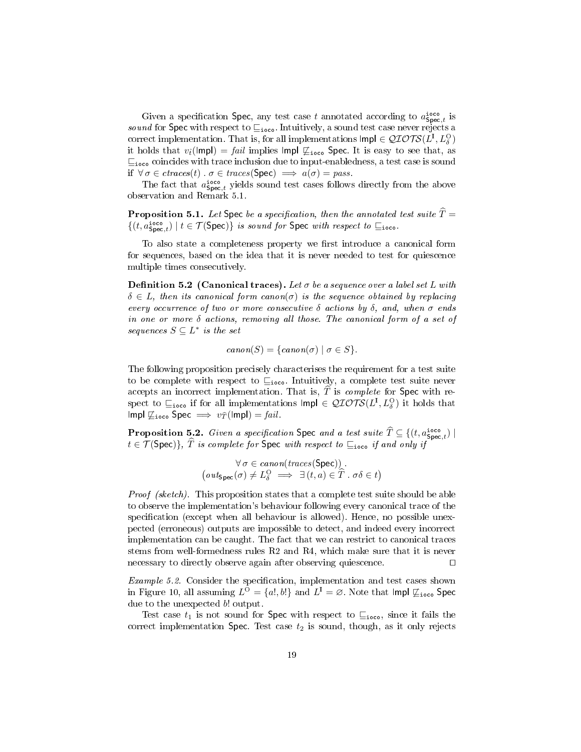Given a specification Spec, any test case $t$ annotated according to $a^{\mathtt{ioco}}_{\mathsf{Spec},t}$ is *sound* for Spec with respect to $\sqsubseteq_{\mathtt{ioco}}$. Intuitively, a sound test case never rejects a correct implementation. That is, for all implementations $\mathsf{Impl} \in \mathcal{QIOTS}(L^{\mathrm{I}}, L^{\mathrm{O}}_{\delta})$ it holds that $v_{\hat{t}}(\mathsf{Impl}) = \mathit{fail}$ implies $\mathsf{Impl} \not\sqsubseteq_{\mathtt{ioco}} \mathsf{Spec}$. It is easy to see that, as $\sqsubseteq_{\mathtt{ioco}}$ coincides with trace inclusion due to input-enabledness, a test case is sound if $\forall\, \sigma \in \mathit{ctraces}(t) \,.\, \sigma \in \mathit{traces}(\mathsf{Spec}) \implies a(\sigma) = \mathit{pass}$.

The fact that $a^{\mathtt{ioco}}_{\mathsf{Spec},t}$ yields sound test cases follows directly from the above observation and Remark 5.1.

**Proposition 5.1.** *Let* Spec *be a specification, then the annotated test suite* $\widehat{T} = \{(t, a^{\mathtt{ioco}}_{\mathsf{Spec},t}) \mid t \in \mathcal{T}(\mathsf{Spec})\}$ *is sound for* Spec *with respect to* $\sqsubseteq_{\mathtt{ioco}}$.

To also state a completeness property we first introduce a canonical form for sequences, based on the idea that it is never needed to test for quiescence multiple times consecutively.

**Definition 5.2 (Canonical traces).** *Let $\sigma$ be a sequence over a label set $L$ with $\delta \in L$, then its canonical form $\mathit{canon}(\sigma)$ is the sequence obtained by replacing every occurrence of two or more consecutive $\delta$ actions by $\delta$, and, when $\sigma$ ends in one or more $\delta$ actions, removing all those. The canonical form of a set of sequences $S \subseteq L^*$ is the set*

$$\mathit{canon}(S) = \{\mathit{canon}(\sigma) \mid \sigma \in S\}.$$

The following proposition precisely characterises the requirement for a test suite to be complete with respect to $\sqsubseteq_{\mathtt{ioco}}$. Intuitively, a complete test suite never accepts an incorrect implementation. That is, $\widehat{T}$ is *complete* for Spec with respect to $\sqsubseteq_{\mathtt{ioco}}$ if for all implementations $\mathsf{Impl} \in \mathcal{QIOTS}(L^{\mathrm{I}}, L^{\mathrm{O}}_{\delta})$ it holds that $\mathsf{Impl} \not\sqsubseteq_{\mathtt{ioco}} \mathsf{Spec} \implies v_{\widehat{T}}(\mathsf{Impl}) = \mathit{fail}$.

**Proposition 5.2.** *Given a specification* Spec *and a test suite* $\widehat{T} \subseteq \{(t, a^{\mathtt{ioco}}_{\mathsf{Spec},t}) \mid t \in \mathcal{T}(\mathsf{Spec})\}$, $\widehat{T}$ *is complete for* Spec *with respect to* $\sqsubseteq_{\mathtt{ioco}}$ *if and only if*

$$\forall\, \sigma \in \mathit{canon}(\mathit{traces}(\mathsf{Spec})) \,. \\ \left(\mathit{out}_{\mathsf{Spec}}(\sigma) \neq L^{\mathrm{O}}_{\delta} \implies \exists\, (t, a) \in \widehat{T} \,.\, \sigma\delta \in t\right)$$

*Proof (sketch).* This proposition states that a complete test suite should be able to observe the implementation's behaviour following every canonical trace of the specification (except when all behaviour is allowed). Hence, no possible unexpected (erroneous) outputs are impossible to detect, and indeed every incorrect implementation can be caught. The fact that we can restrict to canonical traces stems from well-formedness rules R2 and R4, which make sure that it is never necessary to directly observe again after observing quiescence. □

*Example 5.2.* Consider the specification, implementation and test cases shown in Figure 10, all assuming $L^{\mathrm{O}} = \{a!, b!\}$ and $L^{\mathrm{I}} = \varnothing$. Note that $\mathsf{Impl} \not\sqsubseteq_{\mathtt{ioco}} \mathsf{Spec}$ due to the unexpected $b!$ output.

Test case $t_1$ is not sound for Spec with respect to $\sqsubseteq_{\mathtt{ioco}}$, since it fails the correct implementation Spec. Test case $t_2$ is sound, though, as it only rejects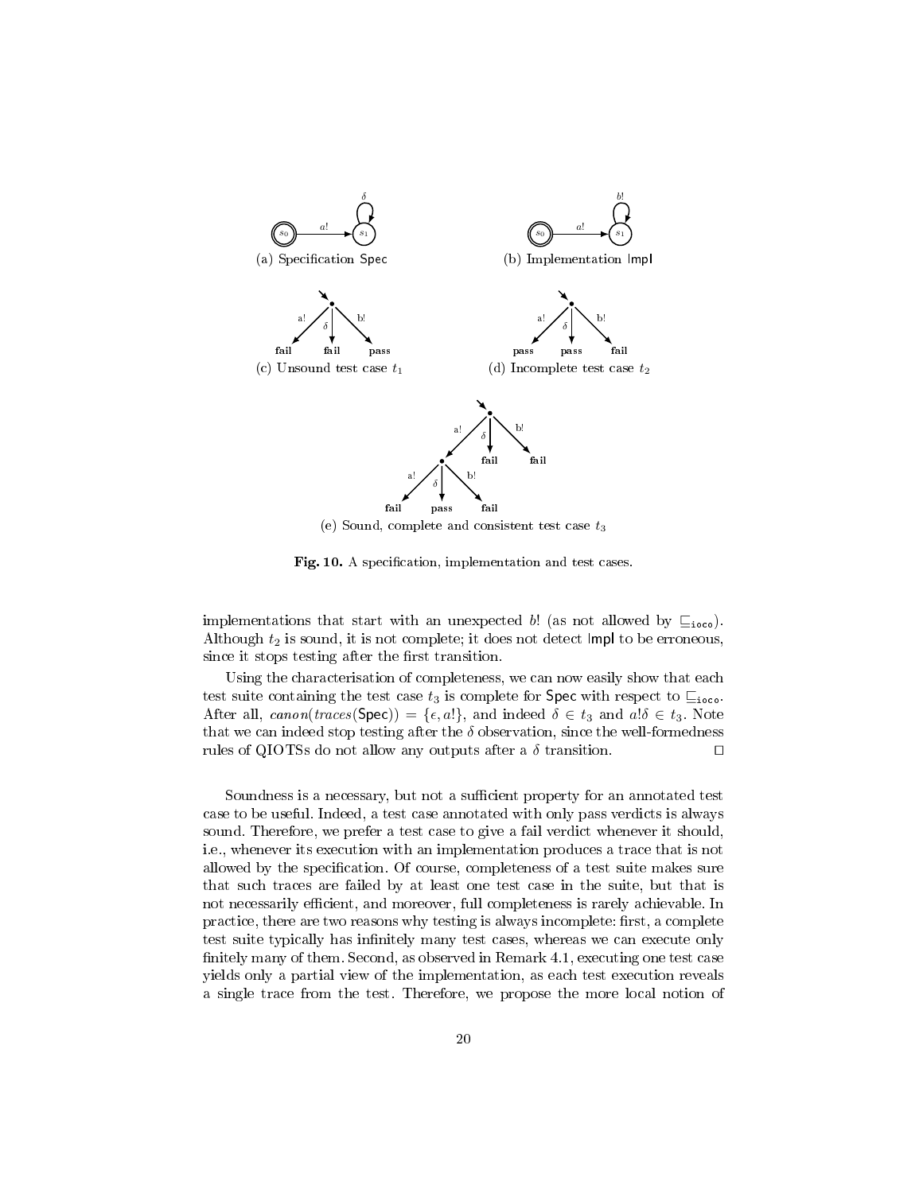(a) Specification Spec

(b) Implementation Impl

(c) Unsound test case $t_1$

(d) Incomplete test case $t_2$

(e) Sound, complete and consistent test case $t_3$

**Fig. 10.** A specification, implementation and test cases.

implementations that start with an unexpected $b!$ (as not allowed by $\sqsubseteq_{\texttt{ioco}}$). Although $t_2$ is sound, it is not complete; it does not detect Impl to be erroneous, since it stops testing after the first transition.

Using the characterisation of completeness, we can now easily show that each test suite containing the test case $t_3$ is complete for Spec with respect to $\sqsubseteq_{\texttt{ioco}}$. After all, $canon(traces(\mathsf{Spec})) = \{\epsilon, a!\}$, and indeed $\delta \in t_3$ and $a!\delta \in t_3$. Note that we can indeed stop testing after the $\delta$ observation, since the well-formedness rules of QIOTSs do not allow any outputs after a $\delta$ transition. □

Soundness is a necessary, but not a sufficient property for an annotated test case to be useful. Indeed, a test case annotated with only pass verdicts is always sound. Therefore, we prefer a test case to give a fail verdict whenever it should, i.e., whenever its execution with an implementation produces a trace that is not allowed by the specification. Of course, completeness of a test suite makes sure that such traces are failed by at least one test case in the suite, but that is not necessarily efficient, and moreover, full completeness is rarely achievable. In practice, there are two reasons why testing is always incomplete: first, a complete test suite typically has infinitely many test cases, whereas we can execute only finitely many of them. Second, as observed in Remark 4.1, executing one test case yields only a partial view of the implementation, as each test execution reveals a single trace from the test. Therefore, we propose the more local notion of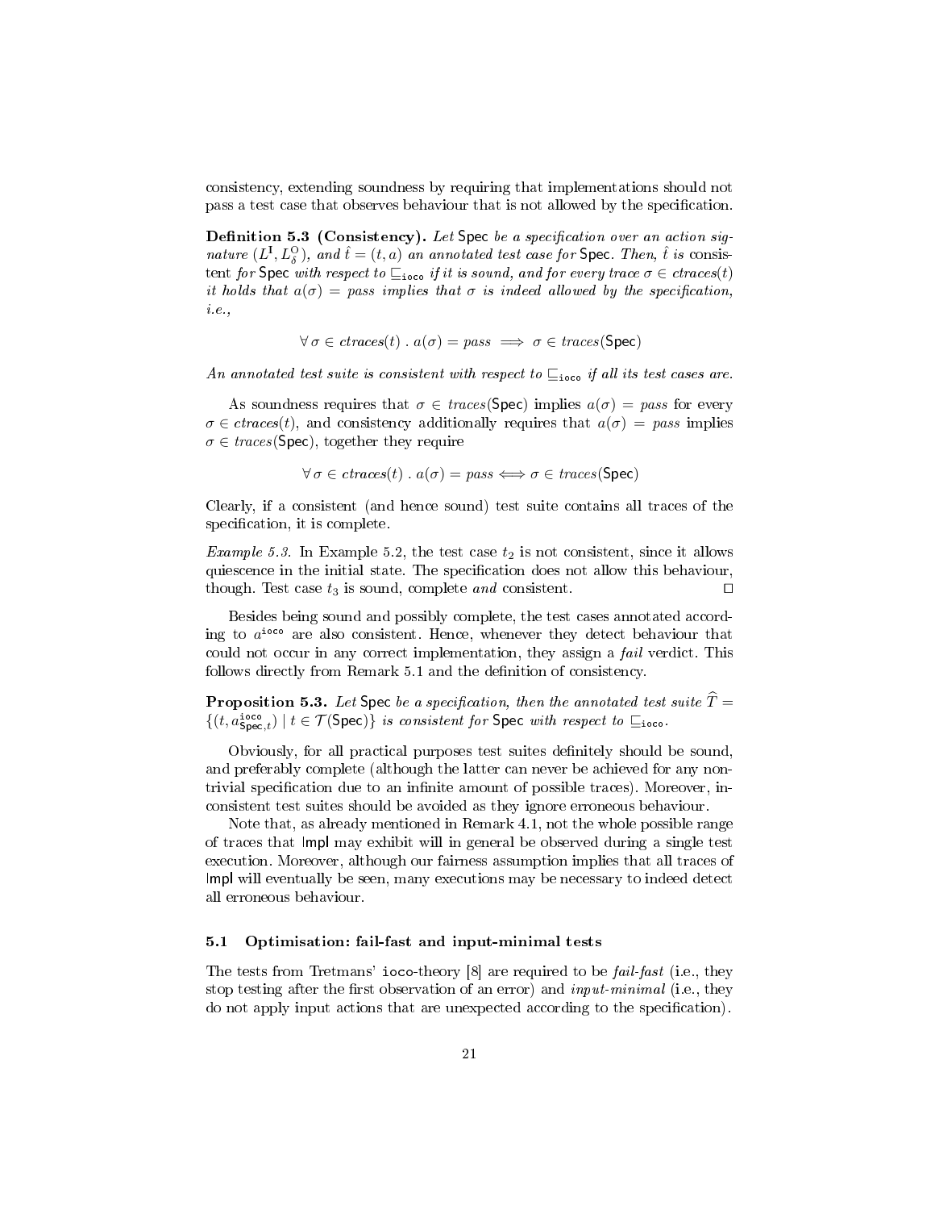consistency, extending soundness by requiring that implementations should not pass a test case that observes behaviour that is not allowed by the specification.

**Definition 5.3 (Consistency).** *Let* Spec *be a specification over an action signature* $(L^{\mathrm{I}}, L^{\mathrm{O}}_{\delta})$*, and* $\hat{t} = (t, a)$ *an annotated test case for* Spec*. Then,* $\hat{t}$ *is consistent for* Spec *with respect to* $\sqsubseteq_{\texttt{ioco}}$ *if it is sound, and for every trace* $\sigma \in ctraces(t)$ *it holds that* $a(\sigma) = pass$ *implies that* $\sigma$ *is indeed allowed by the specification, i.e.,*

$$\forall\, \sigma \in ctraces(t)\ .\ a(\sigma) = pass \implies \sigma \in traces(\mathsf{Spec})$$

*An annotated test suite is consistent with respect to* $\sqsubseteq_{\texttt{ioco}}$ *if all its test cases are.*

As soundness requires that $\sigma \in traces(\mathsf{Spec})$ implies $a(\sigma) = pass$ for every $\sigma \in ctraces(t)$, and consistency additionally requires that $a(\sigma) = pass$ implies $\sigma \in traces(\mathsf{Spec})$, together they require

$$\forall\, \sigma \in ctraces(t)\ .\ a(\sigma) = pass \Longleftrightarrow \sigma \in traces(\mathsf{Spec})$$

Clearly, if a consistent (and hence sound) test suite contains all traces of the specification, it is complete.

*Example 5.3.* In Example 5.2, the test case $t_2$ is not consistent, since it allows quiescence in the initial state. The specification does not allow this behaviour, though. Test case $t_3$ is sound, complete *and* consistent. □

Besides being sound and possibly complete, the test cases annotated according to $a^{\texttt{ioco}}$ are also consistent. Hence, whenever they detect behaviour that could not occur in any correct implementation, they assign a *fail* verdict. This follows directly from Remark 5.1 and the definition of consistency.

**Proposition 5.3.** *Let* Spec *be a specification, then the annotated test suite* $\widehat{T} = \{(t, a^{\texttt{ioco}}_{\mathsf{Spec},t}) \mid t \in \mathcal{T}(\mathsf{Spec})\}$ *is consistent for* Spec *with respect to* $\sqsubseteq_{\texttt{ioco}}$*.*

Obviously, for all practical purposes test suites definitely should be sound, and preferably complete (although the latter can never be achieved for any non-trivial specification due to an infinite amount of possible traces). Moreover, inconsistent test suites should be avoided as they ignore erroneous behaviour.

Note that, as already mentioned in Remark 4.1, not the whole possible range of traces that Impl may exhibit will in general be observed during a single test execution. Moreover, although our fairness assumption implies that all traces of Impl will eventually be seen, many executions may be necessary to indeed detect all erroneous behaviour.

### 5.1 Optimisation: fail-fast and input-minimal tests

The tests from Tretmans' `ioco`-theory [8] are required to be *fail-fast* (i.e., they stop testing after the first observation of an error) and *input-minimal* (i.e., they do not apply input actions that are unexpected according to the specification).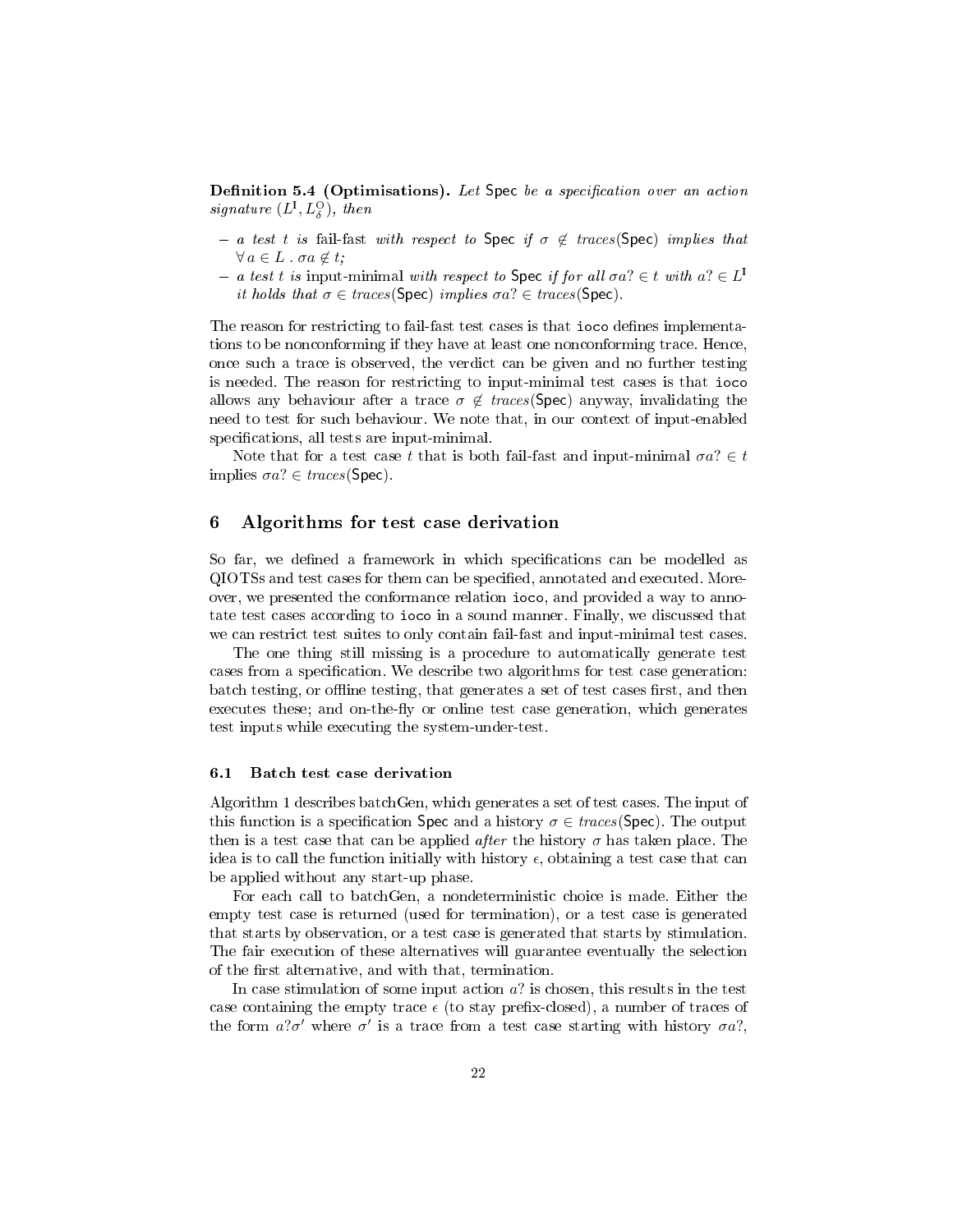**Definition 5.4 (Optimisations).** *Let* Spec *be a specification over an action signature* $(L^{\mathrm{I}}, L^{\mathrm{O}}_{\delta})$*, then*

- *a test* $t$ *is* fail-fast *with respect to* Spec *if* $\sigma \notin traces(\mathsf{Spec})$ *implies that* $\forall\, a \in L \,.\, \sigma a \notin t$*;*
- *a test* $t$ *is* input-minimal *with respect to* Spec *if for all* $\sigma a? \in t$ *with* $a? \in L^{\mathrm{I}}$ *it holds that* $\sigma \in traces(\mathsf{Spec})$ *implies* $\sigma a? \in traces(\mathsf{Spec})$*.*

The reason for restricting to fail-fast test cases is that `ioco` defines implementations to be nonconforming if they have at least one nonconforming trace. Hence, once such a trace is observed, the verdict can be given and no further testing is needed. The reason for restricting to input-minimal test cases is that `ioco` allows any behaviour after a trace $\sigma \notin traces(\mathsf{Spec})$ anyway, invalidating the need to test for such behaviour. We note that, in our context of input-enabled specifications, all tests are input-minimal.

Note that for a test case $t$ that is both fail-fast and input-minimal $\sigma a? \in t$ implies $\sigma a? \in traces(\mathsf{Spec})$.

## 6 Algorithms for test case derivation

So far, we defined a framework in which specifications can be modelled as QIOTSs and test cases for them can be specified, annotated and executed. Moreover, we presented the conformance relation `ioco`, and provided a way to annotate test cases according to `ioco` in a sound manner. Finally, we discussed that we can restrict test suites to only contain fail-fast and input-minimal test cases.

The one thing still missing is a procedure to automatically generate test cases from a specification. We describe two algorithms for test case generation: batch testing, or offline testing, that generates a set of test cases first, and then executes these; and on-the-fly or online test case generation, which generates test inputs while executing the system-under-test.

### 6.1 Batch test case derivation

Algorithm 1 describes batchGen, which generates a set of test cases. The input of this function is a specification Spec and a history $\sigma \in traces(\mathsf{Spec})$. The output then is a test case that can be applied *after* the history $\sigma$ has taken place. The idea is to call the function initially with history $\epsilon$, obtaining a test case that can be applied without any start-up phase.

For each call to batchGen, a nondeterministic choice is made. Either the empty test case is returned (used for termination), or a test case is generated that starts by observation, or a test case is generated that starts by stimulation. The fair execution of these alternatives will guarantee eventually the selection of the first alternative, and with that, termination.

In case stimulation of some input action $a?$ is chosen, this results in the test case containing the empty trace $\epsilon$ (to stay prefix-closed), a number of traces of the form $a?\sigma'$ where $\sigma'$ is a trace from a test case starting with history $\sigma a?$,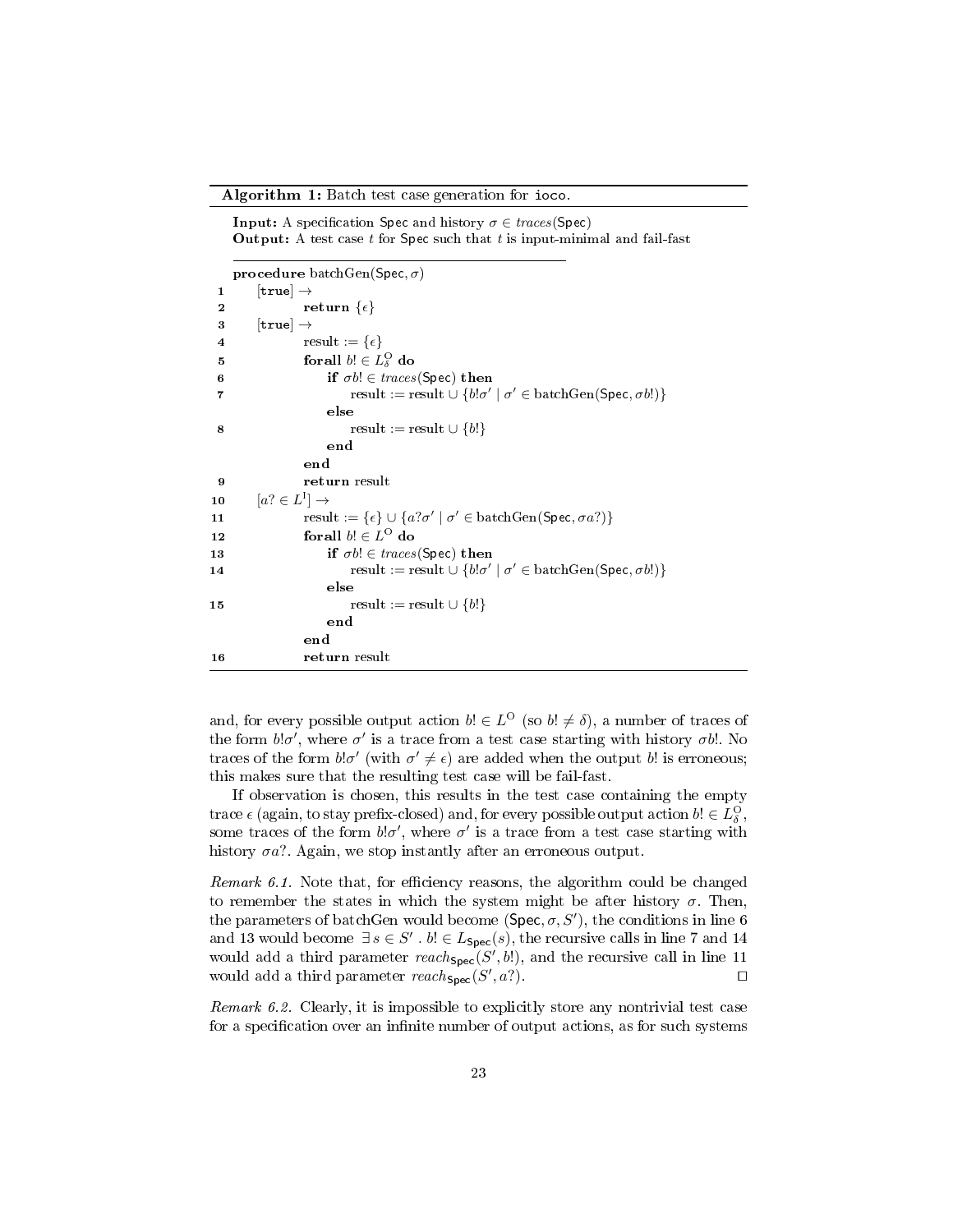**Algorithm 1:** Batch test case generation for `ioco`.

**Input:** A specification $\mathsf{Spec}$ and history $\sigma \in \mathit{traces}(\mathsf{Spec})$
**Output:** A test case $t$ for $\mathsf{Spec}$ such that $t$ is input-minimal and fail-fast

```
    procedure batchGen(Spec, σ)
1       [true] →
2           return {ε}
3       [true] →
4           result := {ε}
5           forall b! ∈ L^O_δ do
6               if σb! ∈ traces(Spec) then
7                   result := result ∪ {b!σ' | σ' ∈ batchGen(Spec, σb!)}
                else
8                   result := result ∪ {b!}
                end
            end
9           return result
10      [a? ∈ L^I] →
11          result := {ε} ∪ {a?σ' | σ' ∈ batchGen(Spec, σa?)}
12          forall b! ∈ L^O do
13              if σb! ∈ traces(Spec) then
14                  result := result ∪ {b!σ' | σ' ∈ batchGen(Spec, σb!)}
                else
15                  result := result ∪ {b!}
                end
            end
16          return result
```

and, for every possible output action $b! \in L^{\mathrm{O}}$ (so $b! \neq \delta$), a number of traces of the form $b!\sigma'$, where $\sigma'$ is a trace from a test case starting with history $\sigma b!$. No traces of the form $b!\sigma'$ (with $\sigma' \neq \epsilon$) are added when the output $b!$ is erroneous; this makes sure that the resulting test case will be fail-fast.

If observation is chosen, this results in the test case containing the empty trace $\epsilon$ (again, to stay prefix-closed) and, for every possible output action $b! \in L^{\mathrm{O}}_{\delta}$, some traces of the form $b!\sigma'$, where $\sigma'$ is a trace from a test case starting with history $\sigma a?$. Again, we stop instantly after an erroneous output.

*Remark 6.1.* Note that, for efficiency reasons, the algorithm could be changed to remember the states in which the system might be after history $\sigma$. Then, the parameters of batchGen would become $(\mathsf{Spec}, \sigma, S')$, the conditions in line 6 and 13 would become $\exists\, s \in S' \,.\, b! \in L_{\mathsf{Spec}}(s)$, the recursive calls in line 7 and 14 would add a third parameter $\mathit{reach}_{\mathsf{Spec}}(S', b!)$, and the recursive call in line 11 would add a third parameter $\mathit{reach}_{\mathsf{Spec}}(S', a?)$. ◻

*Remark 6.2.* Clearly, it is impossible to explicitly store any nontrivial test case for a specification over an infinite number of output actions, as for such systems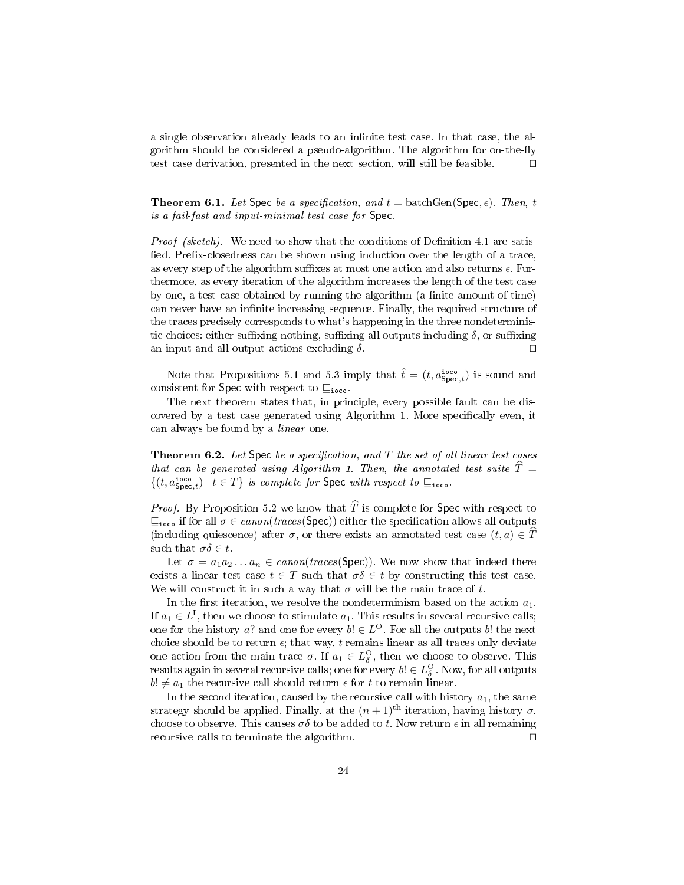a single observation already leads to an infinite test case. In that case, the algorithm should be considered a pseudo-algorithm. The algorithm for on-the-fly test case derivation, presented in the next section, will still be feasible. □

**Theorem 6.1.** *Let* Spec *be a specification, and* $t = \text{batchGen}(\mathsf{Spec}, \epsilon)$*. Then,* $t$ *is a fail-fast and input-minimal test case for* Spec*.*

*Proof (sketch).* We need to show that the conditions of Definition 4.1 are satisfied. Prefix-closedness can be shown using induction over the length of a trace, as every step of the algorithm suffixes at most one action and also returns $\epsilon$. Furthermore, as every iteration of the algorithm increases the length of the test case by one, a test case obtained by running the algorithm (a finite amount of time) can never have an infinite increasing sequence. Finally, the required structure of the traces precisely corresponds to what's happening in the three nondeterministic choices: either suffixing nothing, suffixing all outputs including $\delta$, or suffixing an input and all output actions excluding $\delta$. □

Note that Propositions 5.1 and 5.3 imply that $\hat{t} = (t, a^{\mathtt{ioco}}_{\mathsf{Spec},t})$ is sound and consistent for Spec with respect to $\sqsubseteq_{\mathtt{ioco}}$.

The next theorem states that, in principle, every possible fault can be discovered by a test case generated using Algorithm 1. More specifically even, it can always be found by a *linear* one.

**Theorem 6.2.** *Let* Spec *be a specification, and* $T$ *the set of all linear test cases that can be generated using Algorithm 1. Then, the annotated test suite* $\widehat{T} = \{(t, a^{\mathtt{ioco}}_{\mathsf{Spec},t}) \mid t \in T\}$ *is complete for* Spec *with respect to* $\sqsubseteq_{\mathtt{ioco}}$*.*

*Proof.* By Proposition 5.2 we know that $\widehat{T}$ is complete for Spec with respect to $\sqsubseteq_{\mathtt{ioco}}$ if for all $\sigma \in \mathit{canon}(\mathit{traces}(\mathsf{Spec}))$ either the specification allows all outputs (including quiescence) after $\sigma$, or there exists an annotated test case $(t, a) \in \widehat{T}$ such that $\sigma\delta \in t$.

Let $\sigma = a_1 a_2 \dots a_n \in \mathit{canon}(\mathit{traces}(\mathsf{Spec}))$. We now show that indeed there exists a linear test case $t \in T$ such that $\sigma\delta \in t$ by constructing this test case. We will construct it in such a way that $\sigma$ will be the main trace of $t$.

In the first iteration, we resolve the nondeterminism based on the action $a_1$. If $a_1 \in L^{\mathrm{I}}$, then we choose to stimulate $a_1$. This results in several recursive calls; one for the history $a?$ and one for every $b! \in L^{\mathrm{O}}$. For all the outputs $b!$ the next choice should be to return $\epsilon$; that way, $t$ remains linear as all traces only deviate one action from the main trace $\sigma$. If $a_1 \in L^{\mathrm{O}}_{\delta}$, then we choose to observe. This results again in several recursive calls; one for every $b! \in L^{\mathrm{O}}_{\delta}$. Now, for all outputs $b! \neq a_1$ the recursive call should return $\epsilon$ for $t$ to remain linear.

In the second iteration, caused by the recursive call with history $a_1$, the same strategy should be applied. Finally, at the $(n+1)^{\text{th}}$ iteration, having history $\sigma$, choose to observe. This causes $\sigma\delta$ to be added to $t$. Now return $\epsilon$ in all remaining recursive calls to terminate the algorithm. □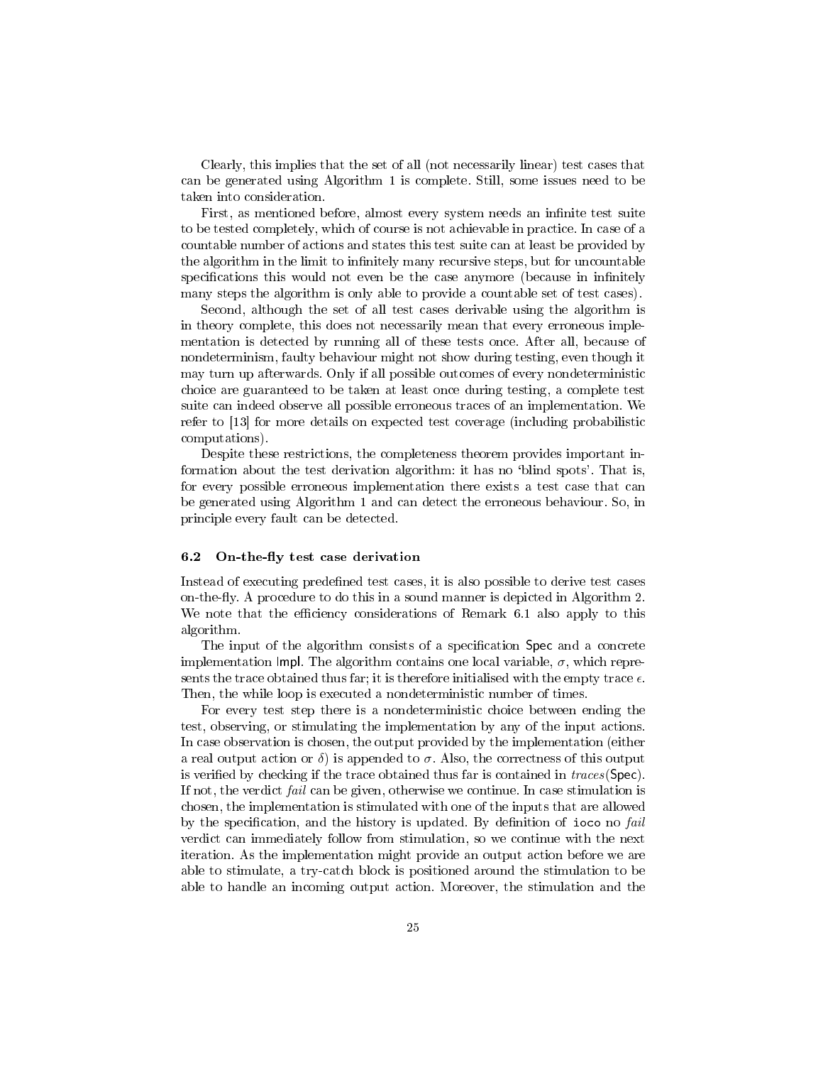Clearly, this implies that the set of all (not necessarily linear) test cases that can be generated using Algorithm 1 is complete. Still, some issues need to be taken into consideration.

First, as mentioned before, almost every system needs an infinite test suite to be tested completely, which of course is not achievable in practice. In case of a countable number of actions and states this test suite can at least be provided by the algorithm in the limit to infinitely many recursive steps, but for uncountable specifications this would not even be the case anymore (because in infinitely many steps the algorithm is only able to provide a countable set of test cases).

Second, although the set of all test cases derivable using the algorithm is in theory complete, this does not necessarily mean that every erroneous implementation is detected by running all of these tests once. After all, because of nondeterminism, faulty behaviour might not show during testing, even though it may turn up afterwards. Only if all possible outcomes of every nondeterministic choice are guaranteed to be taken at least once during testing, a complete test suite can indeed observe all possible erroneous traces of an implementation. We refer to [13] for more details on expected test coverage (including probabilistic computations).

Despite these restrictions, the completeness theorem provides important information about the test derivation algorithm: it has no 'blind spots'. That is, for every possible erroneous implementation there exists a test case that can be generated using Algorithm 1 and can detect the erroneous behaviour. So, in principle every fault can be detected.

### 6.2 On-the-fly test case derivation

Instead of executing predefined test cases, it is also possible to derive test cases on-the-fly. A procedure to do this in a sound manner is depicted in Algorithm 2. We note that the efficiency considerations of Remark 6.1 also apply to this algorithm.

The input of the algorithm consists of a specification Spec and a concrete implementation Impl. The algorithm contains one local variable, $\sigma$, which represents the trace obtained thus far; it is therefore initialised with the empty trace $\epsilon$. Then, the while loop is executed a nondeterministic number of times.

For every test step there is a nondeterministic choice between ending the test, observing, or stimulating the implementation by any of the input actions. In case observation is chosen, the output provided by the implementation (either a real output action or $\delta$) is appended to $\sigma$. Also, the correctness of this output is verified by checking if the trace obtained thus far is contained in *traces*(Spec). If not, the verdict *fail* can be given, otherwise we continue. In case stimulation is chosen, the implementation is stimulated with one of the inputs that are allowed by the specification, and the history is updated. By definition of `ioco` no *fail* verdict can immediately follow from stimulation, so we continue with the next iteration. As the implementation might provide an output action before we are able to stimulate, a try-catch block is positioned around the stimulation to be able to handle an incoming output action. Moreover, the stimulation and the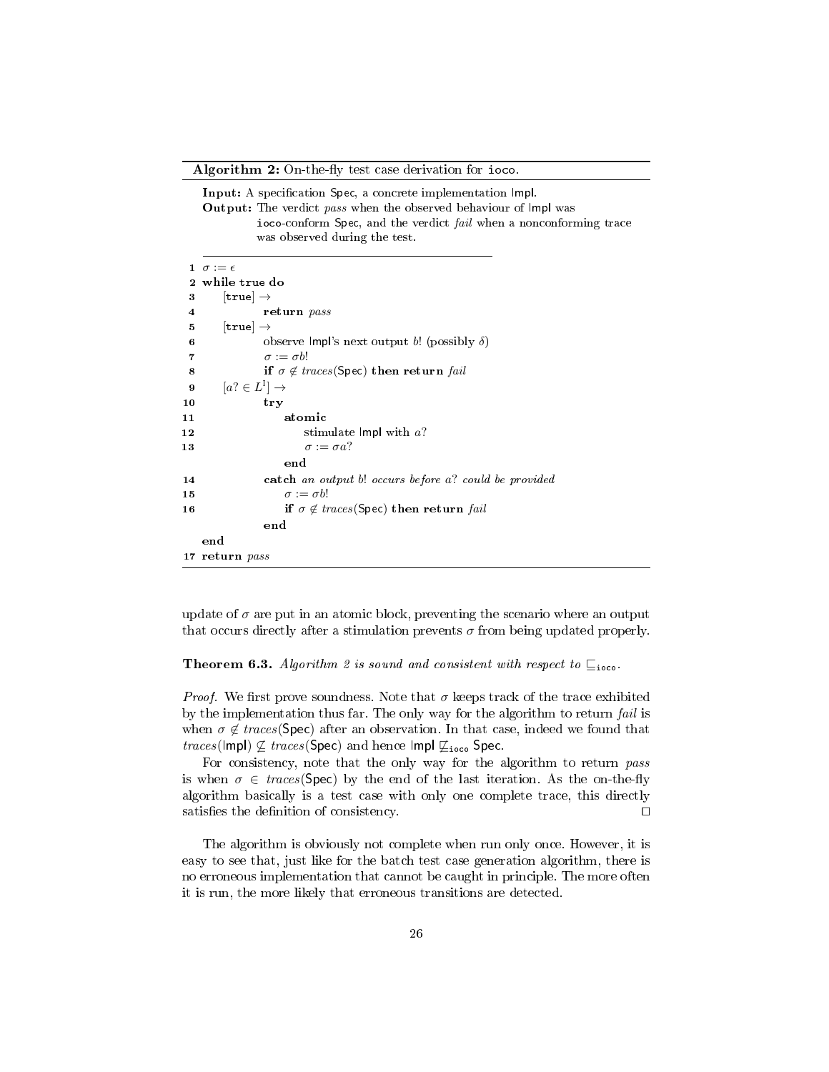**Algorithm 2:** On-the-fly test case derivation for `ioco`.

**Input:** A specification Spec, a concrete implementation Impl.
**Output:** The verdict *pass* when the observed behaviour of Impl was `ioco`-conform Spec, and the verdict *fail* when a nonconforming trace was observed during the test.

```
1  σ := ε
2  while true do
3      [true] →
4          return pass
5      [true] →
6          observe Impl's next output b! (possibly δ)
7          σ := σb!
8          if σ ∉ traces(Spec) then return fail
9      [a? ∈ L^I] →
10         try
11             atomic
12                 stimulate Impl with a?
13                 σ := σa?
               end
14         catch an output b! occurs before a? could be provided
15             σ := σb!
16             if σ ∉ traces(Spec) then return fail
           end
   end
17 return pass
```

update of $\sigma$ are put in an atomic block, preventing the scenario where an output that occurs directly after a stimulation prevents $\sigma$ from being updated properly.

**Theorem 6.3.** *Algorithm 2 is sound and consistent with respect to* $\sqsubseteq_{\texttt{ioco}}$.

*Proof.* We first prove soundness. Note that $\sigma$ keeps track of the trace exhibited by the implementation thus far. The only way for the algorithm to return *fail* is when $\sigma \notin traces(\mathsf{Spec})$ after an observation. In that case, indeed we found that $traces(\mathsf{Impl}) \not\subseteq traces(\mathsf{Spec})$ and hence $\mathsf{Impl} \not\sqsubseteq_{\texttt{ioco}} \mathsf{Spec}$.

For consistency, note that the only way for the algorithm to return *pass* is when $\sigma \in traces(\mathsf{Spec})$ by the end of the last iteration. As the on-the-fly algorithm basically is a test case with only one complete trace, this directly satisfies the definition of consistency. □

The algorithm is obviously not complete when run only once. However, it is easy to see that, just like for the batch test case generation algorithm, there is no erroneous implementation that cannot be caught in principle. The more often it is run, the more likely that erroneous transitions are detected.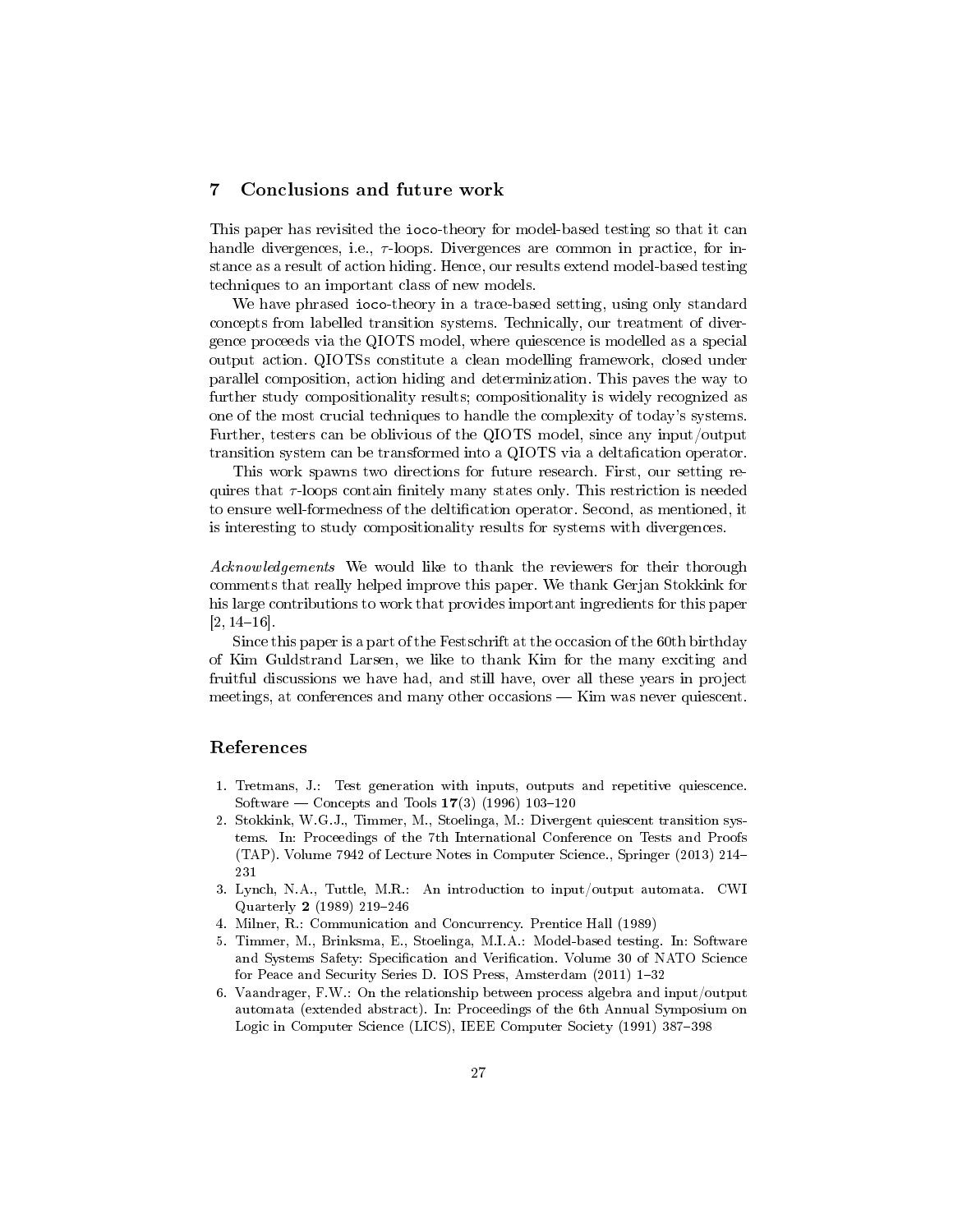## 7 Conclusions and future work

This paper has revisited the `ioco`-theory for model-based testing so that it can handle divergences, i.e., $\tau$-loops. Divergences are common in practice, for instance as a result of action hiding. Hence, our results extend model-based testing techniques to an important class of new models.

We have phrased `ioco`-theory in a trace-based setting, using only standard concepts from labelled transition systems. Technically, our treatment of divergence proceeds via the QIOTS model, where quiescence is modelled as a special output action. QIOTSs constitute a clean modelling framework, closed under parallel composition, action hiding and determinization. This paves the way to further study compositionality results; compositionality is widely recognized as one of the most crucial techniques to handle the complexity of today's systems. Further, testers can be oblivious of the QIOTS model, since any input/output transition system can be transformed into a QIOTS via a deltafication operator.

This work spawns two directions for future research. First, our setting requires that $\tau$-loops contain finitely many states only. This restriction is needed to ensure well-formedness of the deltification operator. Second, as mentioned, it is interesting to study compositionality results for systems with divergences.

*Acknowledgements* We would like to thank the reviewers for their thorough comments that really helped improve this paper. We thank Gerjan Stokkink for his large contributions to work that provides important ingredients for this paper [2, 14–16].

Since this paper is a part of the Festschrift at the occasion of the 60th birthday of Kim Guldstrand Larsen, we like to thank Kim for the many exciting and fruitful discussions we have had, and still have, over all these years in project meetings, at conferences and many other occasions — Kim was never quiescent.

## References

1. Tretmans, J.: Test generation with inputs, outputs and repetitive quiescence. Software — Concepts and Tools **17**(3) (1996) 103–120
2. Stokkink, W.G.J., Timmer, M., Stoelinga, M.: Divergent quiescent transition systems. In: Proceedings of the 7th International Conference on Tests and Proofs (TAP). Volume 7942 of Lecture Notes in Computer Science., Springer (2013) 214–231
3. Lynch, N.A., Tuttle, M.R.: An introduction to input/output automata. CWI Quarterly **2** (1989) 219–246
4. Milner, R.: Communication and Concurrency. Prentice Hall (1989)
5. Timmer, M., Brinksma, E., Stoelinga, M.I.A.: Model-based testing. In: Software and Systems Safety: Specification and Verification. Volume 30 of NATO Science for Peace and Security Series D. IOS Press, Amsterdam (2011) 1–32
6. Vaandrager, F.W.: On the relationship between process algebra and input/output automata (extended abstract). In: Proceedings of the 6th Annual Symposium on Logic in Computer Science (LICS), IEEE Computer Society (1991) 387–398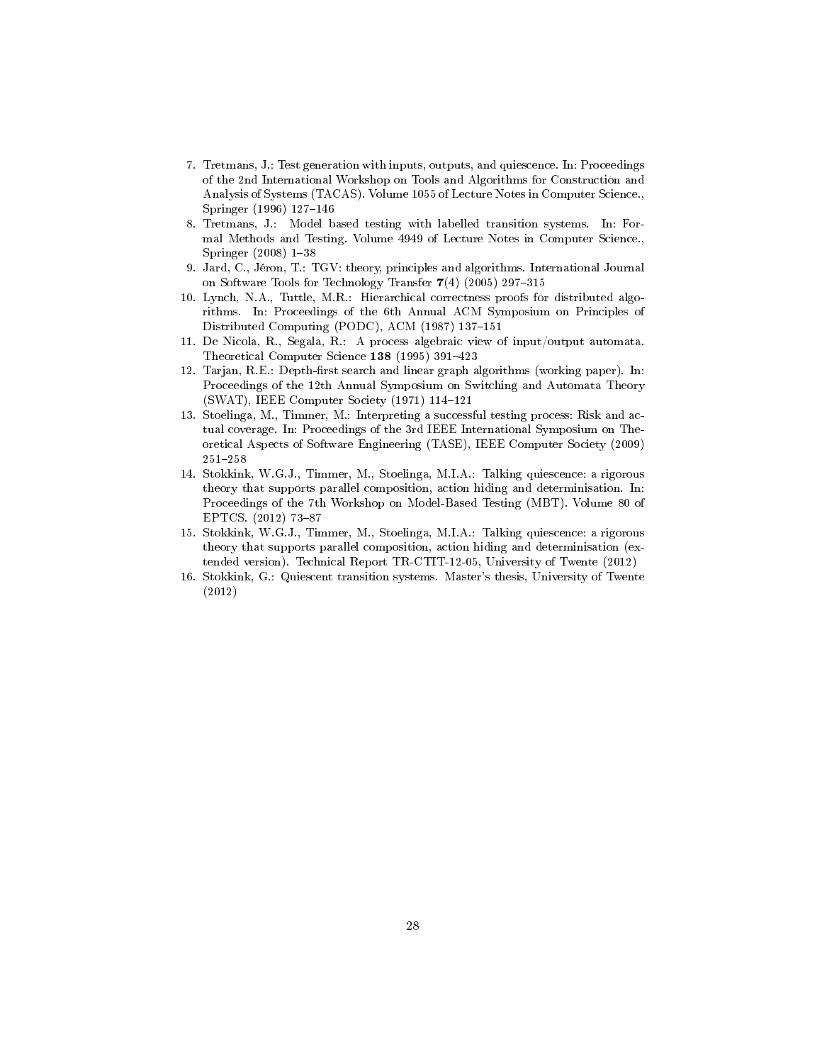7. Tretmans, J.: Test generation with inputs, outputs, and quiescence. In: Proceedings of the 2nd International Workshop on Tools and Algorithms for Construction and Analysis of Systems (TACAS). Volume 1055 of Lecture Notes in Computer Science., Springer (1996) 127–146
8. Tretmans, J.: Model based testing with labelled transition systems. In: Formal Methods and Testing. Volume 4949 of Lecture Notes in Computer Science., Springer (2008) 1–38
9. Jard, C., Jéron, T.: TGV: theory, principles and algorithms. International Journal on Software Tools for Technology Transfer **7**(4) (2005) 297–315
10. Lynch, N.A., Tuttle, M.R.: Hierarchical correctness proofs for distributed algorithms. In: Proceedings of the 6th Annual ACM Symposium on Principles of Distributed Computing (PODC), ACM (1987) 137–151
11. De Nicola, R., Segala, R.: A process algebraic view of input/output automata. Theoretical Computer Science **138** (1995) 391–423
12. Tarjan, R.E.: Depth-first search and linear graph algorithms (working paper). In: Proceedings of the 12th Annual Symposium on Switching and Automata Theory (SWAT), IEEE Computer Society (1971) 114–121
13. Stoelinga, M., Timmer, M.: Interpreting a successful testing process: Risk and actual coverage. In: Proceedings of the 3rd IEEE International Symposium on Theoretical Aspects of Software Engineering (TASE), IEEE Computer Society (2009) 251–258
14. Stokkink, W.G.J., Timmer, M., Stoelinga, M.I.A.: Talking quiescence: a rigorous theory that supports parallel composition, action hiding and determinisation. In: Proceedings of the 7th Workshop on Model-Based Testing (MBT). Volume 80 of EPTCS. (2012) 73–87
15. Stokkink, W.G.J., Timmer, M., Stoelinga, M.I.A.: Talking quiescence: a rigorous theory that supports parallel composition, action hiding and determinisation (extended version). Technical Report TR-CTIT-12-05, University of Twente (2012)
16. Stokkink, G.: Quiescent transition systems. Master's thesis, University of Twente (2012)